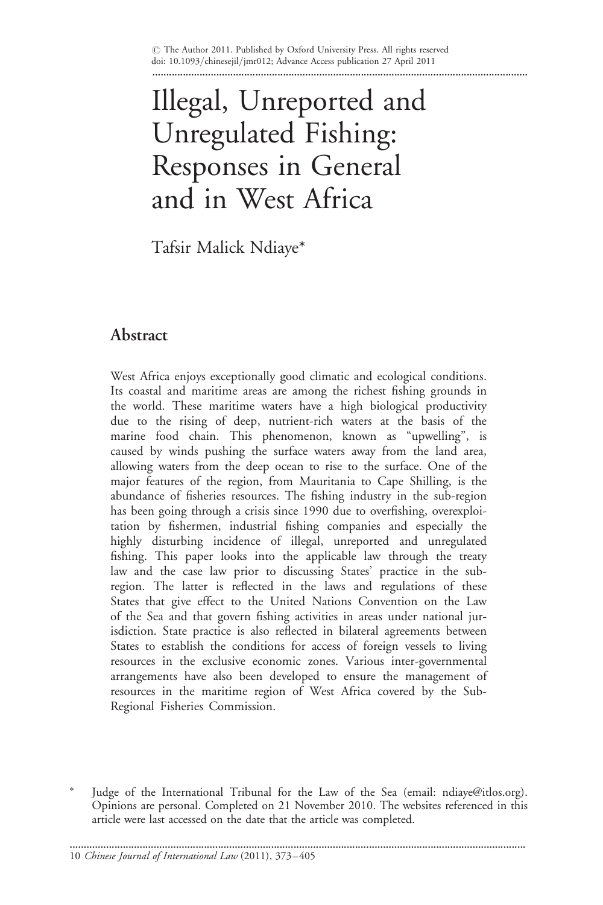# Illegal, Unreported and Unregulated Fishing: Responses in General and in West Africa

Tafsir Malick Ndiaye*

## Abstract

West Africa enjoys exceptionally good climatic and ecological conditions. Its coastal and maritime areas are among the richest fishing grounds in the world. These maritime waters have a high biological productivity due to the rising of deep, nutrient-rich waters at the basis of the marine food chain. This phenomenon, known as "upwelling", is caused by winds pushing the surface waters away from the land area, allowing waters from the deep ocean to rise to the surface. One of the major features of the region, from Mauritania to Cape Shilling, is the abundance of fisheries resources. The fishing industry in the sub-region has been going through a crisis since 1990 due to overfishing, overexploitation by fishermen, industrial fishing companies and especially the highly disturbing incidence of illegal, unreported and unregulated fishing. This paper looks into the applicable law through the treaty law and the case law prior to discussing States' practice in the sub-region. The latter is reflected in the laws and regulations of these States that give effect to the United Nations Convention on the Law of the Sea and that govern fishing activities in areas under national jurisdiction. State practice is also reflected in bilateral agreements between States to establish the conditions for access of foreign vessels to living resources in the exclusive economic zones. Various inter-governmental arrangements have also been developed to ensure the management of resources in the maritime region of West Africa covered by the Sub-Regional Fisheries Commission.

\* Judge of the International Tribunal for the Law of the Sea (email: ndiaye@itlos.org). Opinions are personal. Completed on 21 November 2010. The websites referenced in this article were last accessed on the date that the article was completed.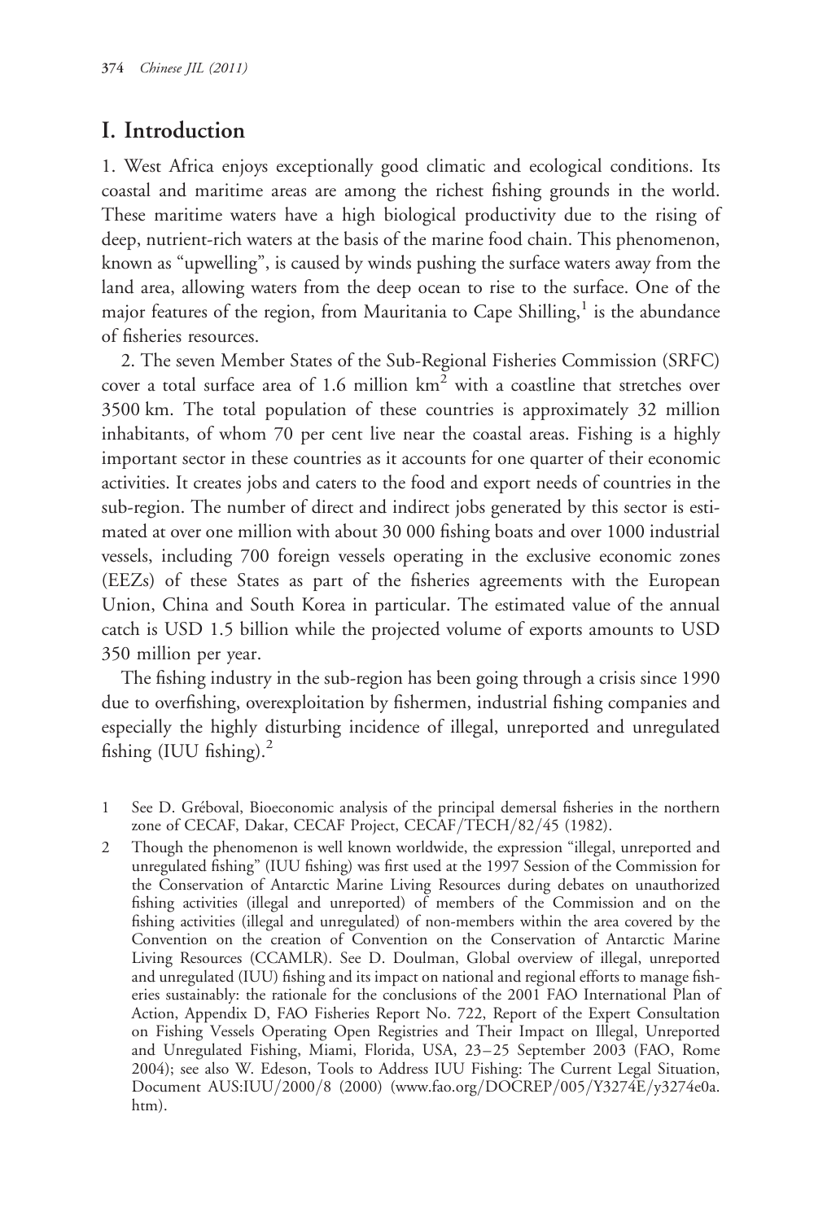## I. Introduction

1. West Africa enjoys exceptionally good climatic and ecological conditions. Its coastal and maritime areas are among the richest fishing grounds in the world. These maritime waters have a high biological productivity due to the rising of deep, nutrient-rich waters at the basis of the marine food chain. This phenomenon, known as "upwelling", is caused by winds pushing the surface waters away from the land area, allowing waters from the deep ocean to rise to the surface. One of the major features of the region, from Mauritania to Cape Shilling,[1] is the abundance of fisheries resources.

2. The seven Member States of the Sub-Regional Fisheries Commission (SRFC) cover a total surface area of 1.6 million km$^2$ with a coastline that stretches over 3500 km. The total population of these countries is approximately 32 million inhabitants, of whom 70 per cent live near the coastal areas. Fishing is a highly important sector in these countries as it accounts for one quarter of their economic activities. It creates jobs and caters to the food and export needs of countries in the sub-region. The number of direct and indirect jobs generated by this sector is estimated at over one million with about 30 000 fishing boats and over 1000 industrial vessels, including 700 foreign vessels operating in the exclusive economic zones (EEZs) of these States as part of the fisheries agreements with the European Union, China and South Korea in particular. The estimated value of the annual catch is USD 1.5 billion while the projected volume of exports amounts to USD 350 million per year.

The fishing industry in the sub-region has been going through a crisis since 1990 due to overfishing, overexploitation by fishermen, industrial fishing companies and especially the highly disturbing incidence of illegal, unreported and unregulated fishing (IUU fishing).[2]

1 See D. Gréboval, Bioeconomic analysis of the principal demersal fisheries in the northern zone of CECAF, Dakar, CECAF Project, CECAF/TECH/82/45 (1982).

2 Though the phenomenon is well known worldwide, the expression "illegal, unreported and unregulated fishing" (IUU fishing) was first used at the 1997 Session of the Commission for the Conservation of Antarctic Marine Living Resources during debates on unauthorized fishing activities (illegal and unreported) of members of the Commission and on the fishing activities (illegal and unregulated) of non-members within the area covered by the Convention on the creation of Convention on the Conservation of Antarctic Marine Living Resources (CCAMLR). See D. Doulman, Global overview of illegal, unreported and unregulated (IUU) fishing and its impact on national and regional efforts to manage fisheries sustainably: the rationale for the conclusions of the 2001 FAO International Plan of Action, Appendix D, FAO Fisheries Report No. 722, Report of the Expert Consultation on Fishing Vessels Operating Open Registries and Their Impact on Illegal, Unreported and Unregulated Fishing, Miami, Florida, USA, 23–25 September 2003 (FAO, Rome 2004); see also W. Edeson, Tools to Address IUU Fishing: The Current Legal Situation, Document AUS:IUU/2000/8 (2000) (www.fao.org/DOCREP/005/Y3274E/y3274e0a.htm).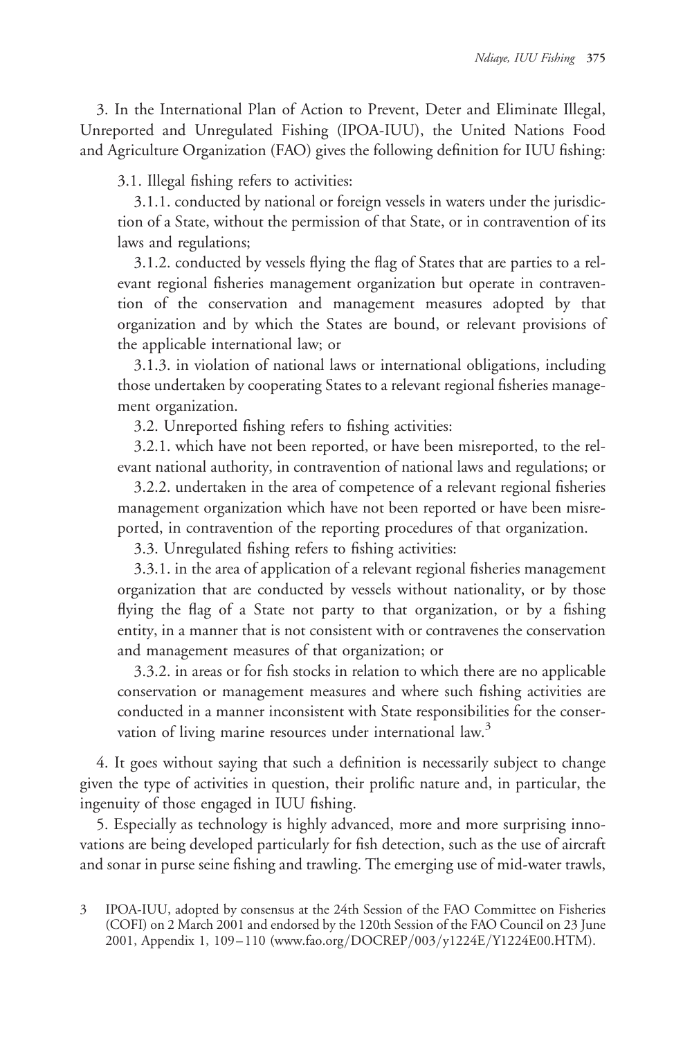3. In the International Plan of Action to Prevent, Deter and Eliminate Illegal, Unreported and Unregulated Fishing (IPOA-IUU), the United Nations Food and Agriculture Organization (FAO) gives the following definition for IUU fishing:

3.1. Illegal fishing refers to activities:

3.1.1. conducted by national or foreign vessels in waters under the jurisdiction of a State, without the permission of that State, or in contravention of its laws and regulations;

3.1.2. conducted by vessels flying the flag of States that are parties to a relevant regional fisheries management organization but operate in contravention of the conservation and management measures adopted by that organization and by which the States are bound, or relevant provisions of the applicable international law; or

3.1.3. in violation of national laws or international obligations, including those undertaken by cooperating States to a relevant regional fisheries management organization.

3.2. Unreported fishing refers to fishing activities:

3.2.1. which have not been reported, or have been misreported, to the relevant national authority, in contravention of national laws and regulations; or

3.2.2. undertaken in the area of competence of a relevant regional fisheries management organization which have not been reported or have been misreported, in contravention of the reporting procedures of that organization.

3.3. Unregulated fishing refers to fishing activities:

3.3.1. in the area of application of a relevant regional fisheries management organization that are conducted by vessels without nationality, or by those flying the flag of a State not party to that organization, or by a fishing entity, in a manner that is not consistent with or contravenes the conservation and management measures of that organization; or

3.3.2. in areas or for fish stocks in relation to which there are no applicable conservation or management measures and where such fishing activities are conducted in a manner inconsistent with State responsibilities for the conservation of living marine resources under international law.[3]

4. It goes without saying that such a definition is necessarily subject to change given the type of activities in question, their prolific nature and, in particular, the ingenuity of those engaged in IUU fishing.

5. Especially as technology is highly advanced, more and more surprising innovations are being developed particularly for fish detection, such as the use of aircraft and sonar in purse seine fishing and trawling. The emerging use of mid-water trawls,

3 IPOA-IUU, adopted by consensus at the 24th Session of the FAO Committee on Fisheries (COFI) on 2 March 2001 and endorsed by the 120th Session of the FAO Council on 23 June 2001, Appendix 1, 109–110 (www.fao.org/DOCREP/003/y1224E/Y1224E00.HTM).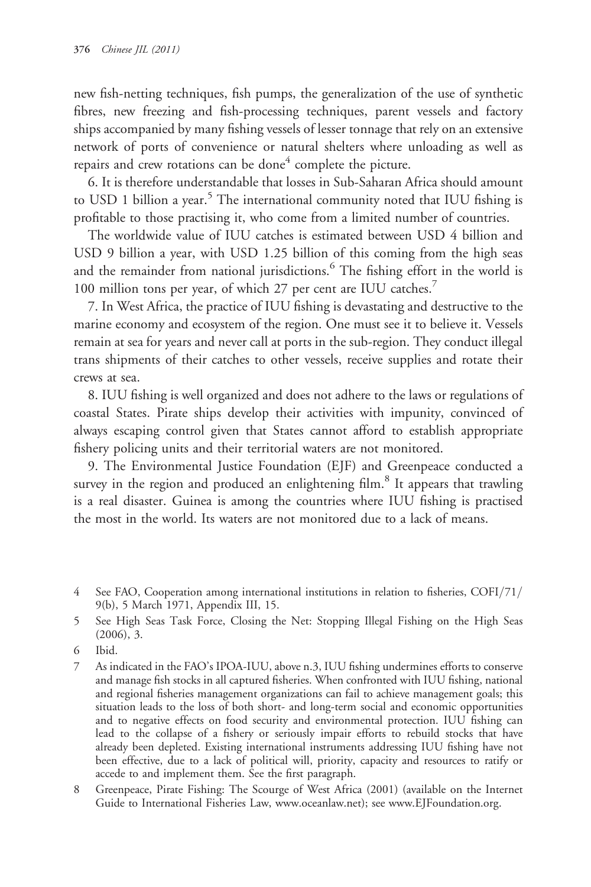new fish-netting techniques, fish pumps, the generalization of the use of synthetic fibres, new freezing and fish-processing techniques, parent vessels and factory ships accompanied by many fishing vessels of lesser tonnage that rely on an extensive network of ports of convenience or natural shelters where unloading as well as repairs and crew rotations can be done[4] complete the picture.

6. It is therefore understandable that losses in Sub-Saharan Africa should amount to USD 1 billion a year.[5] The international community noted that IUU fishing is profitable to those practising it, who come from a limited number of countries.

The worldwide value of IUU catches is estimated between USD 4 billion and USD 9 billion a year, with USD 1.25 billion of this coming from the high seas and the remainder from national jurisdictions.[6] The fishing effort in the world is 100 million tons per year, of which 27 per cent are IUU catches.[7]

7. In West Africa, the practice of IUU fishing is devastating and destructive to the marine economy and ecosystem of the region. One must see it to believe it. Vessels remain at sea for years and never call at ports in the sub-region. They conduct illegal trans shipments of their catches to other vessels, receive supplies and rotate their crews at sea.

8. IUU fishing is well organized and does not adhere to the laws or regulations of coastal States. Pirate ships develop their activities with impunity, convinced of always escaping control given that States cannot afford to establish appropriate fishery policing units and their territorial waters are not monitored.

9. The Environmental Justice Foundation (EJF) and Greenpeace conducted a survey in the region and produced an enlightening film.[8] It appears that trawling is a real disaster. Guinea is among the countries where IUU fishing is practised the most in the world. Its waters are not monitored due to a lack of means.

---

4 See FAO, Cooperation among international institutions in relation to fisheries, COFI/71/9(b), 5 March 1971, Appendix III, 15.

5 See High Seas Task Force, Closing the Net: Stopping Illegal Fishing on the High Seas (2006), 3.

6 Ibid.

7 As indicated in the FAO's IPOA-IUU, above n.3, IUU fishing undermines efforts to conserve and manage fish stocks in all captured fisheries. When confronted with IUU fishing, national and regional fisheries management organizations can fail to achieve management goals; this situation leads to the loss of both short- and long-term social and economic opportunities and to negative effects on food security and environmental protection. IUU fishing can lead to the collapse of a fishery or seriously impair efforts to rebuild stocks that have already been depleted. Existing international instruments addressing IUU fishing have not been effective, due to a lack of political will, priority, capacity and resources to ratify or accede to and implement them. See the first paragraph.

8 Greenpeace, Pirate Fishing: The Scourge of West Africa (2001) (available on the Internet Guide to International Fisheries Law, www.oceanlaw.net); see www.EJFoundation.org.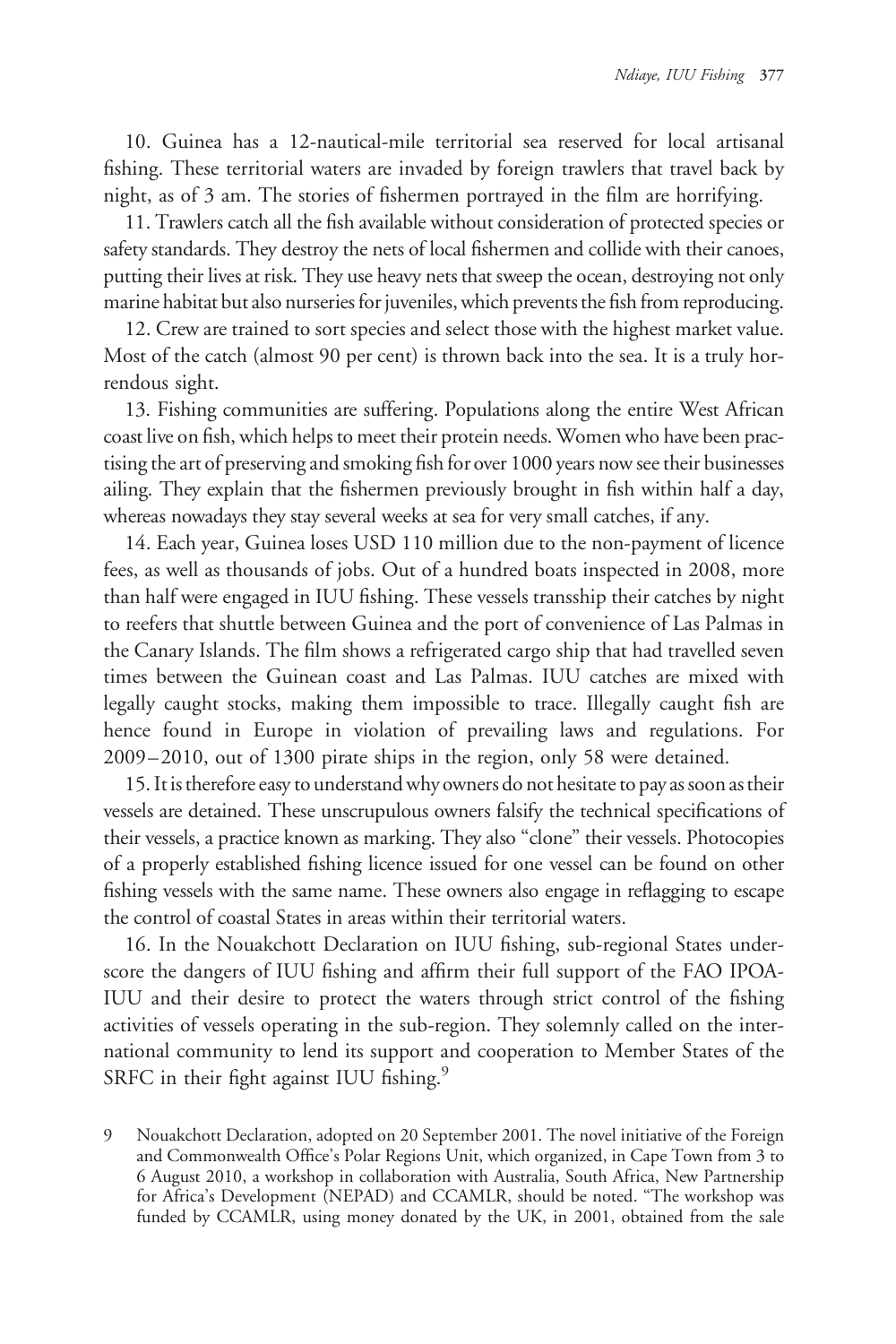10. Guinea has a 12-nautical-mile territorial sea reserved for local artisanal fishing. These territorial waters are invaded by foreign trawlers that travel back by night, as of 3 am. The stories of fishermen portrayed in the film are horrifying.

11. Trawlers catch all the fish available without consideration of protected species or safety standards. They destroy the nets of local fishermen and collide with their canoes, putting their lives at risk. They use heavy nets that sweep the ocean, destroying not only marine habitat but also nurseries for juveniles, which prevents the fish from reproducing.

12. Crew are trained to sort species and select those with the highest market value. Most of the catch (almost 90 per cent) is thrown back into the sea. It is a truly horrendous sight.

13. Fishing communities are suffering. Populations along the entire West African coast live on fish, which helps to meet their protein needs. Women who have been practising the art of preserving and smoking fish for over 1000 years now see their businesses ailing. They explain that the fishermen previously brought in fish within half a day, whereas nowadays they stay several weeks at sea for very small catches, if any.

14. Each year, Guinea loses USD 110 million due to the non-payment of licence fees, as well as thousands of jobs. Out of a hundred boats inspected in 2008, more than half were engaged in IUU fishing. These vessels transship their catches by night to reefers that shuttle between Guinea and the port of convenience of Las Palmas in the Canary Islands. The film shows a refrigerated cargo ship that had travelled seven times between the Guinean coast and Las Palmas. IUU catches are mixed with legally caught stocks, making them impossible to trace. Illegally caught fish are hence found in Europe in violation of prevailing laws and regulations. For 2009–2010, out of 1300 pirate ships in the region, only 58 were detained.

15. It is therefore easy to understand why owners do not hesitate to pay as soon as their vessels are detained. These unscrupulous owners falsify the technical specifications of their vessels, a practice known as marking. They also "clone" their vessels. Photocopies of a properly established fishing licence issued for one vessel can be found on other fishing vessels with the same name. These owners also engage in reflagging to escape the control of coastal States in areas within their territorial waters.

16. In the Nouakchott Declaration on IUU fishing, sub-regional States underscore the dangers of IUU fishing and affirm their full support of the FAO IPOA-IUU and their desire to protect the waters through strict control of the fishing activities of vessels operating in the sub-region. They solemnly called on the international community to lend its support and cooperation to Member States of the SRFC in their fight against IUU fishing.[9]

9 Nouakchott Declaration, adopted on 20 September 2001. The novel initiative of the Foreign and Commonwealth Office's Polar Regions Unit, which organized, in Cape Town from 3 to 6 August 2010, a workshop in collaboration with Australia, South Africa, New Partnership for Africa's Development (NEPAD) and CCAMLR, should be noted. "The workshop was funded by CCAMLR, using money donated by the UK, in 2001, obtained from the sale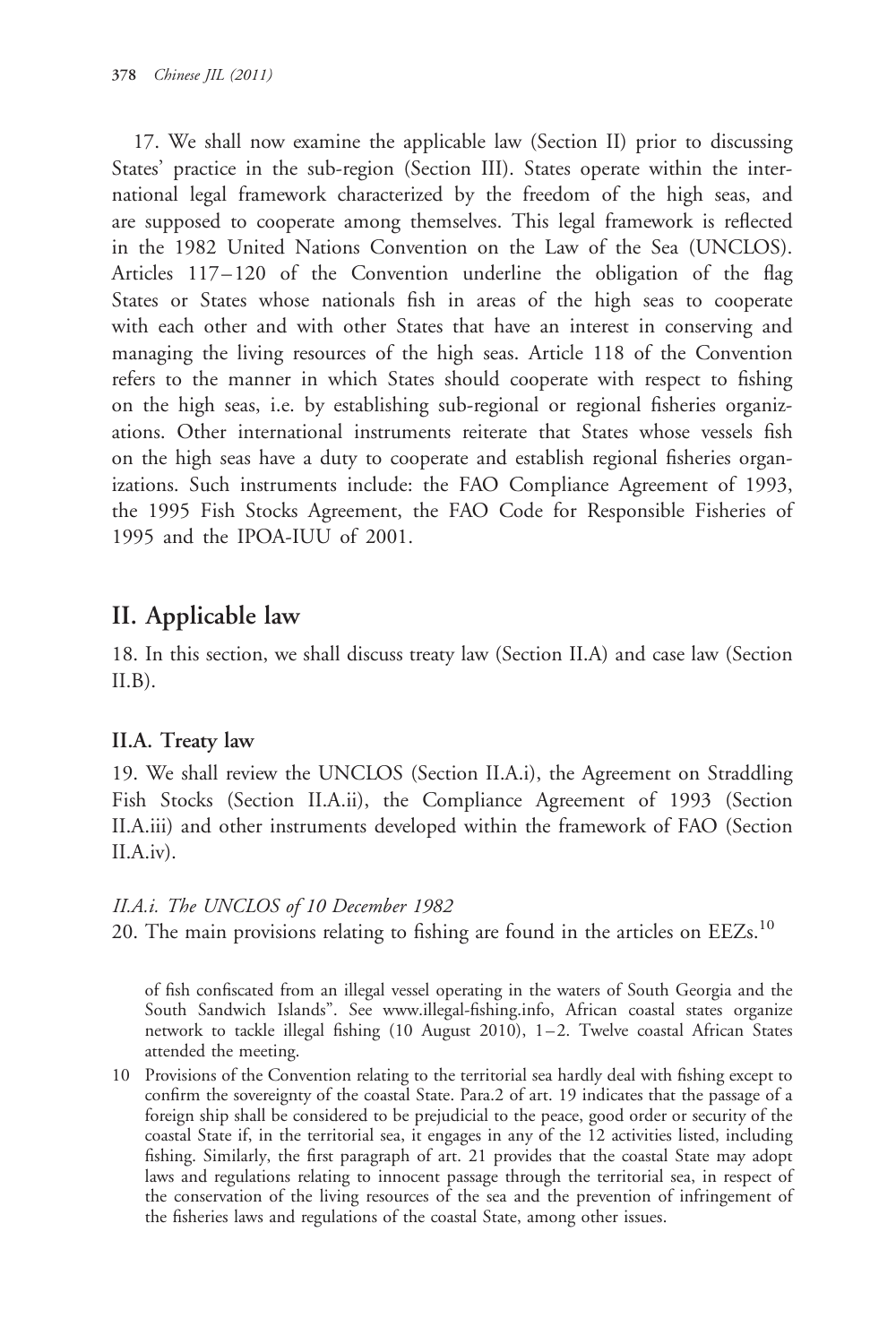17. We shall now examine the applicable law (Section II) prior to discussing States' practice in the sub-region (Section III). States operate within the international legal framework characterized by the freedom of the high seas, and are supposed to cooperate among themselves. This legal framework is reflected in the 1982 United Nations Convention on the Law of the Sea (UNCLOS). Articles 117–120 of the Convention underline the obligation of the flag States or States whose nationals fish in areas of the high seas to cooperate with each other and with other States that have an interest in conserving and managing the living resources of the high seas. Article 118 of the Convention refers to the manner in which States should cooperate with respect to fishing on the high seas, i.e. by establishing sub-regional or regional fisheries organizations. Other international instruments reiterate that States whose vessels fish on the high seas have a duty to cooperate and establish regional fisheries organizations. Such instruments include: the FAO Compliance Agreement of 1993, the 1995 Fish Stocks Agreement, the FAO Code for Responsible Fisheries of 1995 and the IPOA-IUU of 2001.

## II. Applicable law

18. In this section, we shall discuss treaty law (Section II.A) and case law (Section II.B).

### II.A. Treaty law

19. We shall review the UNCLOS (Section II.A.i), the Agreement on Straddling Fish Stocks (Section II.A.ii), the Compliance Agreement of 1993 (Section II.A.iii) and other instruments developed within the framework of FAO (Section II.A.iv).

#### *II.A.i. The UNCLOS of 10 December 1982*

20. The main provisions relating to fishing are found in the articles on EEZs.[10]

of fish confiscated from an illegal vessel operating in the waters of South Georgia and the South Sandwich Islands". See www.illegal-fishing.info, African coastal states organize network to tackle illegal fishing (10 August 2010), 1–2. Twelve coastal African States attended the meeting.

10 Provisions of the Convention relating to the territorial sea hardly deal with fishing except to confirm the sovereignty of the coastal State. Para.2 of art. 19 indicates that the passage of a foreign ship shall be considered to be prejudicial to the peace, good order or security of the coastal State if, in the territorial sea, it engages in any of the 12 activities listed, including fishing. Similarly, the first paragraph of art. 21 provides that the coastal State may adopt laws and regulations relating to innocent passage through the territorial sea, in respect of the conservation of the living resources of the sea and the prevention of infringement of the fisheries laws and regulations of the coastal State, among other issues.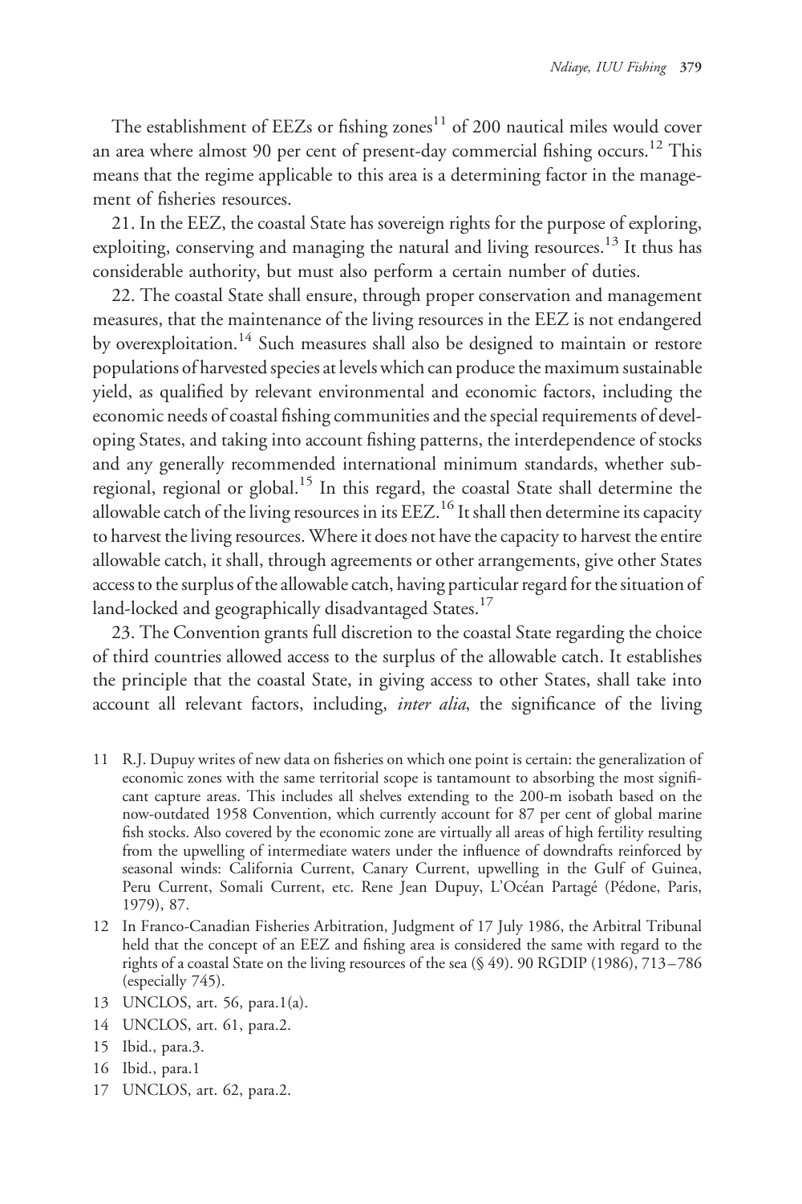The establishment of EEZs or fishing zones[11] of 200 nautical miles would cover an area where almost 90 per cent of present-day commercial fishing occurs.[12] This means that the regime applicable to this area is a determining factor in the management of fisheries resources.

21. In the EEZ, the coastal State has sovereign rights for the purpose of exploring, exploiting, conserving and managing the natural and living resources.[13] It thus has considerable authority, but must also perform a certain number of duties.

22. The coastal State shall ensure, through proper conservation and management measures, that the maintenance of the living resources in the EEZ is not endangered by overexploitation.[14] Such measures shall also be designed to maintain or restore populations of harvested species at levels which can produce the maximum sustainable yield, as qualified by relevant environmental and economic factors, including the economic needs of coastal fishing communities and the special requirements of developing States, and taking into account fishing patterns, the interdependence of stocks and any generally recommended international minimum standards, whether subregional, regional or global.[15] In this regard, the coastal State shall determine the allowable catch of the living resources in its EEZ.[16] It shall then determine its capacity to harvest the living resources. Where it does not have the capacity to harvest the entire allowable catch, it shall, through agreements or other arrangements, give other States access to the surplus of the allowable catch, having particular regard for the situation of land-locked and geographically disadvantaged States.[17]

23. The Convention grants full discretion to the coastal State regarding the choice of third countries allowed access to the surplus of the allowable catch. It establishes the principle that the coastal State, in giving access to other States, shall take into account all relevant factors, including, *inter alia*, the significance of the living

11 R.J. Dupuy writes of new data on fisheries on which one point is certain: the generalization of economic zones with the same territorial scope is tantamount to absorbing the most significant capture areas. This includes all shelves extending to the 200-m isobath based on the now-outdated 1958 Convention, which currently account for 87 per cent of global marine fish stocks. Also covered by the economic zone are virtually all areas of high fertility resulting from the upwelling of intermediate waters under the influence of downdrafts reinforced by seasonal winds: California Current, Canary Current, upwelling in the Gulf of Guinea, Peru Current, Somali Current, etc. Rene Jean Dupuy, L'Océan Partagé (Pédone, Paris, 1979), 87.

12 In Franco-Canadian Fisheries Arbitration, Judgment of 17 July 1986, the Arbitral Tribunal held that the concept of an EEZ and fishing area is considered the same with regard to the rights of a coastal State on the living resources of the sea (§ 49). 90 RGDIP (1986), 713–786 (especially 745).

13 UNCLOS, art. 56, para.1(a).

14 UNCLOS, art. 61, para.2.

15 Ibid., para.3.

16 Ibid., para.1

17 UNCLOS, art. 62, para.2.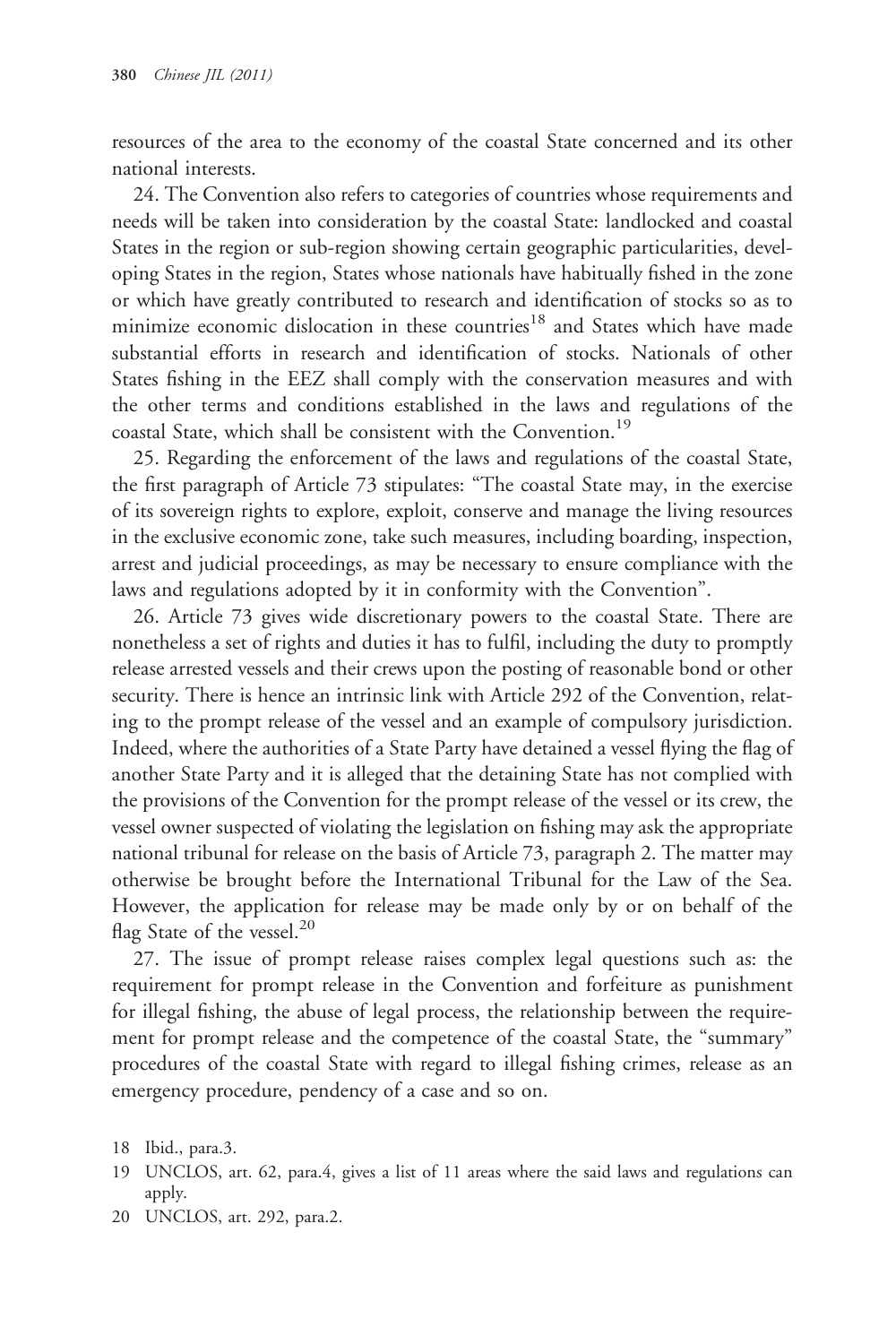resources of the area to the economy of the coastal State concerned and its other national interests.

24. The Convention also refers to categories of countries whose requirements and needs will be taken into consideration by the coastal State: landlocked and coastal States in the region or sub-region showing certain geographic particularities, developing States in the region, States whose nationals have habitually fished in the zone or which have greatly contributed to research and identification of stocks so as to minimize economic dislocation in these countries[18] and States which have made substantial efforts in research and identification of stocks. Nationals of other States fishing in the EEZ shall comply with the conservation measures and with the other terms and conditions established in the laws and regulations of the coastal State, which shall be consistent with the Convention.[19]

25. Regarding the enforcement of the laws and regulations of the coastal State, the first paragraph of Article 73 stipulates: "The coastal State may, in the exercise of its sovereign rights to explore, exploit, conserve and manage the living resources in the exclusive economic zone, take such measures, including boarding, inspection, arrest and judicial proceedings, as may be necessary to ensure compliance with the laws and regulations adopted by it in conformity with the Convention".

26. Article 73 gives wide discretionary powers to the coastal State. There are nonetheless a set of rights and duties it has to fulfil, including the duty to promptly release arrested vessels and their crews upon the posting of reasonable bond or other security. There is hence an intrinsic link with Article 292 of the Convention, relating to the prompt release of the vessel and an example of compulsory jurisdiction. Indeed, where the authorities of a State Party have detained a vessel flying the flag of another State Party and it is alleged that the detaining State has not complied with the provisions of the Convention for the prompt release of the vessel or its crew, the vessel owner suspected of violating the legislation on fishing may ask the appropriate national tribunal for release on the basis of Article 73, paragraph 2. The matter may otherwise be brought before the International Tribunal for the Law of the Sea. However, the application for release may be made only by or on behalf of the flag State of the vessel.[20]

27. The issue of prompt release raises complex legal questions such as: the requirement for prompt release in the Convention and forfeiture as punishment for illegal fishing, the abuse of legal process, the relationship between the requirement for prompt release and the competence of the coastal State, the "summary" procedures of the coastal State with regard to illegal fishing crimes, release as an emergency procedure, pendency of a case and so on.

18 Ibid., para.3.

19 UNCLOS, art. 62, para.4, gives a list of 11 areas where the said laws and regulations can apply.

20 UNCLOS, art. 292, para.2.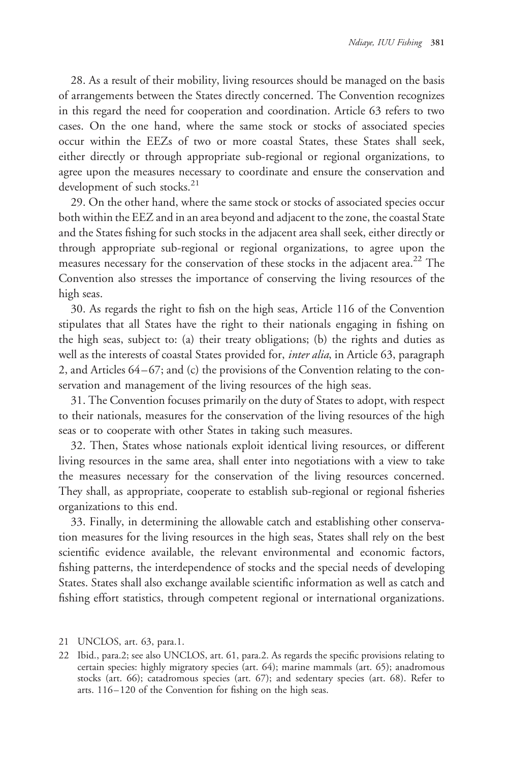28. As a result of their mobility, living resources should be managed on the basis of arrangements between the States directly concerned. The Convention recognizes in this regard the need for cooperation and coordination. Article 63 refers to two cases. On the one hand, where the same stock or stocks of associated species occur within the EEZs of two or more coastal States, these States shall seek, either directly or through appropriate sub-regional or regional organizations, to agree upon the measures necessary to coordinate and ensure the conservation and development of such stocks.[21]

29. On the other hand, where the same stock or stocks of associated species occur both within the EEZ and in an area beyond and adjacent to the zone, the coastal State and the States fishing for such stocks in the adjacent area shall seek, either directly or through appropriate sub-regional or regional organizations, to agree upon the measures necessary for the conservation of these stocks in the adjacent area.[22] The Convention also stresses the importance of conserving the living resources of the high seas.

30. As regards the right to fish on the high seas, Article 116 of the Convention stipulates that all States have the right to their nationals engaging in fishing on the high seas, subject to: (a) their treaty obligations; (b) the rights and duties as well as the interests of coastal States provided for, *inter alia*, in Article 63, paragraph 2, and Articles 64–67; and (c) the provisions of the Convention relating to the conservation and management of the living resources of the high seas.

31. The Convention focuses primarily on the duty of States to adopt, with respect to their nationals, measures for the conservation of the living resources of the high seas or to cooperate with other States in taking such measures.

32. Then, States whose nationals exploit identical living resources, or different living resources in the same area, shall enter into negotiations with a view to take the measures necessary for the conservation of the living resources concerned. They shall, as appropriate, cooperate to establish sub-regional or regional fisheries organizations to this end.

33. Finally, in determining the allowable catch and establishing other conservation measures for the living resources in the high seas, States shall rely on the best scientific evidence available, the relevant environmental and economic factors, fishing patterns, the interdependence of stocks and the special needs of developing States. States shall also exchange available scientific information as well as catch and fishing effort statistics, through competent regional or international organizations.

---

21 UNCLOS, art. 63, para.1.

22 Ibid., para.2; see also UNCLOS, art. 61, para.2. As regards the specific provisions relating to certain species: highly migratory species (art. 64); marine mammals (art. 65); anadromous stocks (art. 66); catadromous species (art. 67); and sedentary species (art. 68). Refer to arts. 116–120 of the Convention for fishing on the high seas.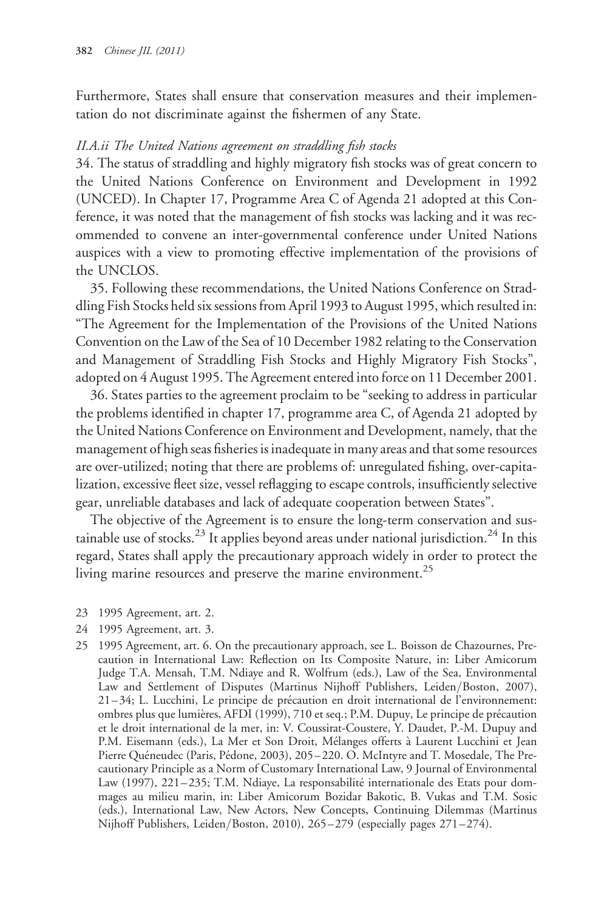Furthermore, States shall ensure that conservation measures and their implementation do not discriminate against the fishermen of any State.

### *II.A.ii The United Nations agreement on straddling fish stocks*

34. The status of straddling and highly migratory fish stocks was of great concern to the United Nations Conference on Environment and Development in 1992 (UNCED). In Chapter 17, Programme Area C of Agenda 21 adopted at this Conference, it was noted that the management of fish stocks was lacking and it was recommended to convene an inter-governmental conference under United Nations auspices with a view to promoting effective implementation of the provisions of the UNCLOS.

35. Following these recommendations, the United Nations Conference on Straddling Fish Stocks held six sessions from April 1993 to August 1995, which resulted in: "The Agreement for the Implementation of the Provisions of the United Nations Convention on the Law of the Sea of 10 December 1982 relating to the Conservation and Management of Straddling Fish Stocks and Highly Migratory Fish Stocks", adopted on 4 August 1995. The Agreement entered into force on 11 December 2001.

36. States parties to the agreement proclaim to be "seeking to address in particular the problems identified in chapter 17, programme area C, of Agenda 21 adopted by the United Nations Conference on Environment and Development, namely, that the management of high seas fisheries is inadequate in many areas and that some resources are over-utilized; noting that there are problems of: unregulated fishing, over-capitalization, excessive fleet size, vessel reflagging to escape controls, insufficiently selective gear, unreliable databases and lack of adequate cooperation between States".

The objective of the Agreement is to ensure the long-term conservation and sustainable use of stocks.[23] It applies beyond areas under national jurisdiction.[24] In this regard, States shall apply the precautionary approach widely in order to protect the living marine resources and preserve the marine environment.[25]

23 1995 Agreement, art. 2.

24 1995 Agreement, art. 3.

25 1995 Agreement, art. 6. On the precautionary approach, see L. Boisson de Chazournes, Precaution in International Law: Reflection on Its Composite Nature, in: Liber Amicorum Judge T.A. Mensah, T.M. Ndiaye and R. Wolfrum (eds.), Law of the Sea, Environmental Law and Settlement of Disputes (Martinus Nijhoff Publishers, Leiden/Boston, 2007), 21–34; L. Lucchini, Le principe de précaution en droit international de l'environnement: ombres plus que lumières, AFDI (1999), 710 et seq.; P.M. Dupuy, Le principe de précaution et le droit international de la mer, in: V. Coussirat-Coustere, Y. Daudet, P.-M. Dupuy and P.M. Eisemann (eds.), La Mer et Son Droit, Mélanges offerts à Laurent Lucchini et Jean Pierre Quéneudec (Paris, Pédone, 2003), 205–220. O. McIntyre and T. Mosedale, The Precautionary Principle as a Norm of Customary International Law, 9 Journal of Environmental Law (1997), 221–235; T.M. Ndiaye, La responsabilité internationale des Etats pour dommages au milieu marin, in: Liber Amicorum Bozidar Bakotic, B. Vukas and T.M. Sosic (eds.), International Law, New Actors, New Concepts, Continuing Dilemmas (Martinus Nijhoff Publishers, Leiden/Boston, 2010), 265–279 (especially pages 271–274).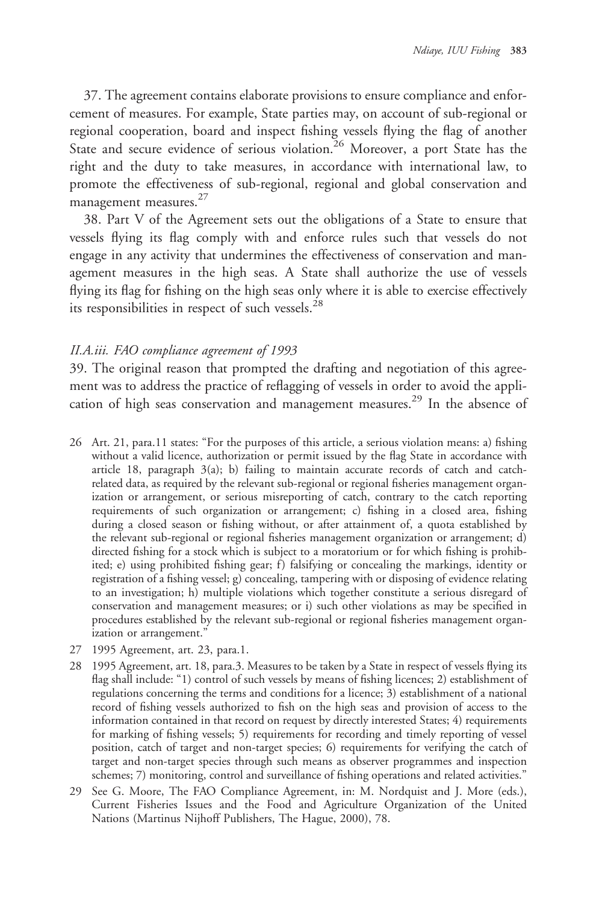37. The agreement contains elaborate provisions to ensure compliance and enforcement of measures. For example, State parties may, on account of sub-regional or regional cooperation, board and inspect fishing vessels flying the flag of another State and secure evidence of serious violation.[26] Moreover, a port State has the right and the duty to take measures, in accordance with international law, to promote the effectiveness of sub-regional, regional and global conservation and management measures.[27]

38. Part V of the Agreement sets out the obligations of a State to ensure that vessels flying its flag comply with and enforce rules such that vessels do not engage in any activity that undermines the effectiveness of conservation and management measures in the high seas. A State shall authorize the use of vessels flying its flag for fishing on the high seas only where it is able to exercise effectively its responsibilities in respect of such vessels.[28]

### *II.A.iii. FAO compliance agreement of 1993*

39. The original reason that prompted the drafting and negotiation of this agreement was to address the practice of reflagging of vessels in order to avoid the application of high seas conservation and management measures.[29] In the absence of

26 Art. 21, para.11 states: "For the purposes of this article, a serious violation means: a) fishing without a valid licence, authorization or permit issued by the flag State in accordance with article 18, paragraph 3(a); b) failing to maintain accurate records of catch and catch-related data, as required by the relevant sub-regional or regional fisheries management organization or arrangement, or serious misreporting of catch, contrary to the catch reporting requirements of such organization or arrangement; c) fishing in a closed area, fishing during a closed season or fishing without, or after attainment of, a quota established by the relevant sub-regional or regional fisheries management organization or arrangement; d) directed fishing for a stock which is subject to a moratorium or for which fishing is prohibited; e) using prohibited fishing gear; f) falsifying or concealing the markings, identity or registration of a fishing vessel; g) concealing, tampering with or disposing of evidence relating to an investigation; h) multiple violations which together constitute a serious disregard of conservation and management measures; or i) such other violations as may be specified in procedures established by the relevant sub-regional or regional fisheries management organization or arrangement."

27 1995 Agreement, art. 23, para.1.

28 1995 Agreement, art. 18, para.3. Measures to be taken by a State in respect of vessels flying its flag shall include: "1) control of such vessels by means of fishing licences; 2) establishment of regulations concerning the terms and conditions for a licence; 3) establishment of a national record of fishing vessels authorized to fish on the high seas and provision of access to the information contained in that record on request by directly interested States; 4) requirements for marking of fishing vessels; 5) requirements for recording and timely reporting of vessel position, catch of target and non-target species; 6) requirements for verifying the catch of target and non-target species through such means as observer programmes and inspection schemes; 7) monitoring, control and surveillance of fishing operations and related activities."

29 See G. Moore, The FAO Compliance Agreement, in: M. Nordquist and J. More (eds.), Current Fisheries Issues and the Food and Agriculture Organization of the United Nations (Martinus Nijhoff Publishers, The Hague, 2000), 78.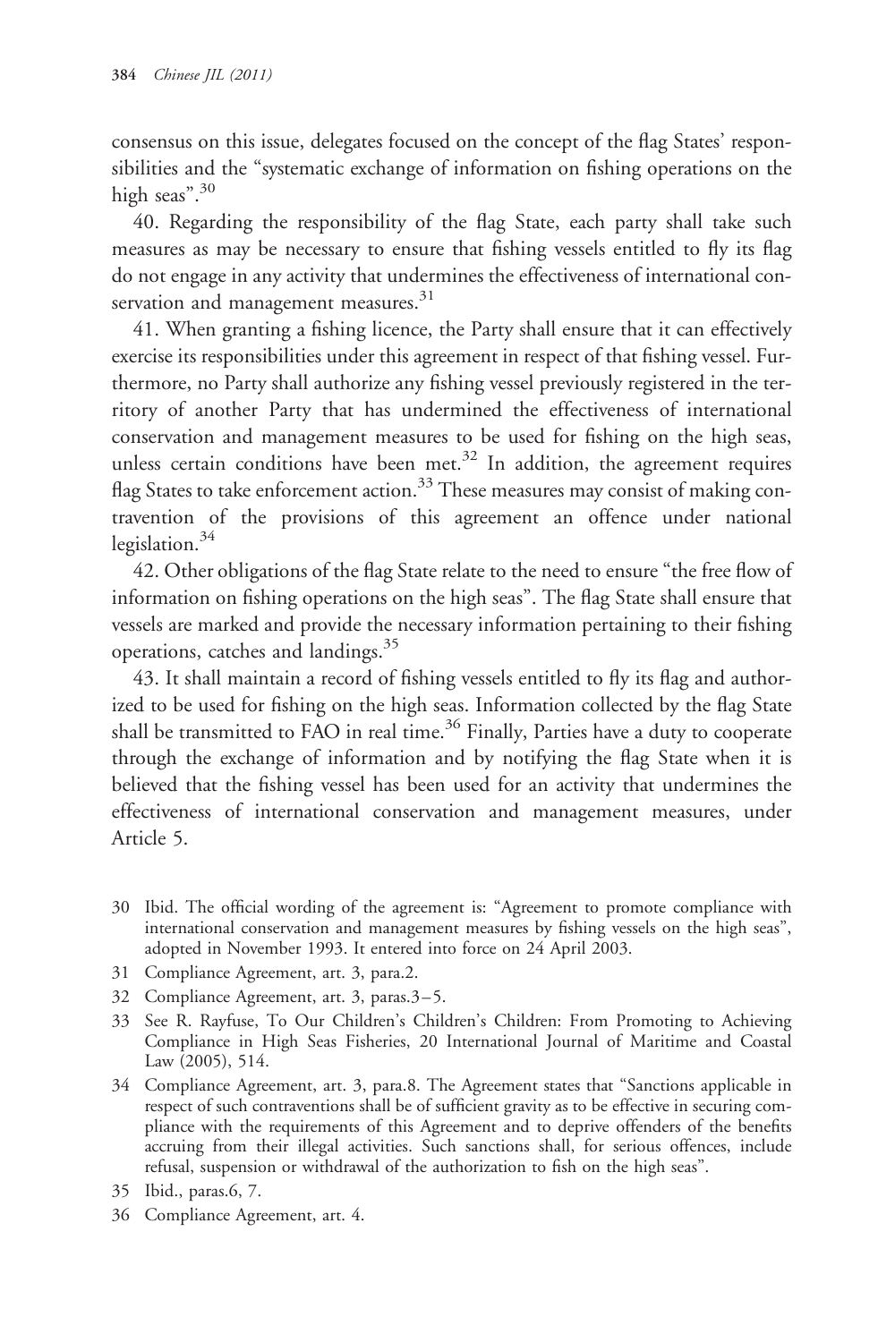consensus on this issue, delegates focused on the concept of the flag States' responsibilities and the "systematic exchange of information on fishing operations on the high seas".[30]

40. Regarding the responsibility of the flag State, each party shall take such measures as may be necessary to ensure that fishing vessels entitled to fly its flag do not engage in any activity that undermines the effectiveness of international conservation and management measures.[31]

41. When granting a fishing licence, the Party shall ensure that it can effectively exercise its responsibilities under this agreement in respect of that fishing vessel. Furthermore, no Party shall authorize any fishing vessel previously registered in the territory of another Party that has undermined the effectiveness of international conservation and management measures to be used for fishing on the high seas, unless certain conditions have been met.[32] In addition, the agreement requires flag States to take enforcement action.[33] These measures may consist of making contravention of the provisions of this agreement an offence under national legislation.[34]

42. Other obligations of the flag State relate to the need to ensure "the free flow of information on fishing operations on the high seas". The flag State shall ensure that vessels are marked and provide the necessary information pertaining to their fishing operations, catches and landings.[35]

43. It shall maintain a record of fishing vessels entitled to fly its flag and authorized to be used for fishing on the high seas. Information collected by the flag State shall be transmitted to FAO in real time.[36] Finally, Parties have a duty to cooperate through the exchange of information and by notifying the flag State when it is believed that the fishing vessel has been used for an activity that undermines the effectiveness of international conservation and management measures, under Article 5.

---

30 Ibid. The official wording of the agreement is: "Agreement to promote compliance with international conservation and management measures by fishing vessels on the high seas", adopted in November 1993. It entered into force on 24 April 2003.

31 Compliance Agreement, art. 3, para.2.

32 Compliance Agreement, art. 3, paras.3–5.

33 See R. Rayfuse, To Our Children's Children's Children: From Promoting to Achieving Compliance in High Seas Fisheries, 20 International Journal of Maritime and Coastal Law (2005), 514.

34 Compliance Agreement, art. 3, para.8. The Agreement states that "Sanctions applicable in respect of such contraventions shall be of sufficient gravity as to be effective in securing compliance with the requirements of this Agreement and to deprive offenders of the benefits accruing from their illegal activities. Such sanctions shall, for serious offences, include refusal, suspension or withdrawal of the authorization to fish on the high seas".

35 Ibid., paras.6, 7.

36 Compliance Agreement, art. 4.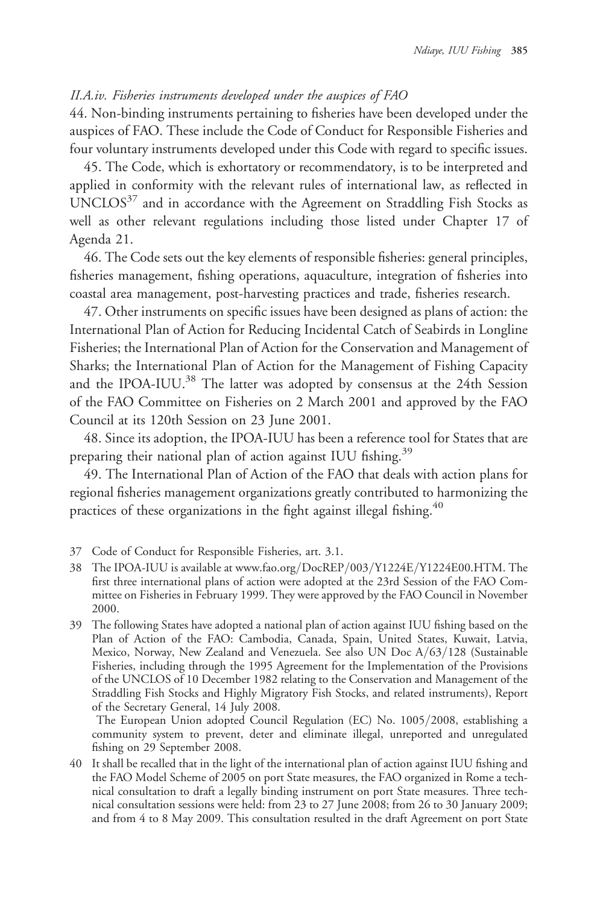### *II.A.iv. Fisheries instruments developed under the auspices of FAO*

44. Non-binding instruments pertaining to fisheries have been developed under the auspices of FAO. These include the Code of Conduct for Responsible Fisheries and four voluntary instruments developed under this Code with regard to specific issues.

45. The Code, which is exhortatory or recommendatory, is to be interpreted and applied in conformity with the relevant rules of international law, as reflected in UNCLOS[37] and in accordance with the Agreement on Straddling Fish Stocks as well as other relevant regulations including those listed under Chapter 17 of Agenda 21.

46. The Code sets out the key elements of responsible fisheries: general principles, fisheries management, fishing operations, aquaculture, integration of fisheries into coastal area management, post-harvesting practices and trade, fisheries research.

47. Other instruments on specific issues have been designed as plans of action: the International Plan of Action for Reducing Incidental Catch of Seabirds in Longline Fisheries; the International Plan of Action for the Conservation and Management of Sharks; the International Plan of Action for the Management of Fishing Capacity and the IPOA-IUU.[38] The latter was adopted by consensus at the 24th Session of the FAO Committee on Fisheries on 2 March 2001 and approved by the FAO Council at its 120th Session on 23 June 2001.

48. Since its adoption, the IPOA-IUU has been a reference tool for States that are preparing their national plan of action against IUU fishing.[39]

49. The International Plan of Action of the FAO that deals with action plans for regional fisheries management organizations greatly contributed to harmonizing the practices of these organizations in the fight against illegal fishing.[40]

37 Code of Conduct for Responsible Fisheries, art. 3.1.

38 The IPOA-IUU is available at www.fao.org/DocREP/003/Y1224E/Y1224E00.HTM. The first three international plans of action were adopted at the 23rd Session of the FAO Committee on Fisheries in February 1999. They were approved by the FAO Council in November 2000.

39 The following States have adopted a national plan of action against IUU fishing based on the Plan of Action of the FAO: Cambodia, Canada, Spain, United States, Kuwait, Latvia, Mexico, Norway, New Zealand and Venezuela. See also UN Doc A/63/128 (Sustainable Fisheries, including through the 1995 Agreement for the Implementation of the Provisions of the UNCLOS of 10 December 1982 relating to the Conservation and Management of the Straddling Fish Stocks and Highly Migratory Fish Stocks, and related instruments), Report of the Secretary General, 14 July 2008.

The European Union adopted Council Regulation (EC) No. 1005/2008, establishing a community system to prevent, deter and eliminate illegal, unreported and unregulated fishing on 29 September 2008.

40 It shall be recalled that in the light of the international plan of action against IUU fishing and the FAO Model Scheme of 2005 on port State measures, the FAO organized in Rome a technical consultation to draft a legally binding instrument on port State measures. Three technical consultation sessions were held: from 23 to 27 June 2008; from 26 to 30 January 2009; and from 4 to 8 May 2009. This consultation resulted in the draft Agreement on port State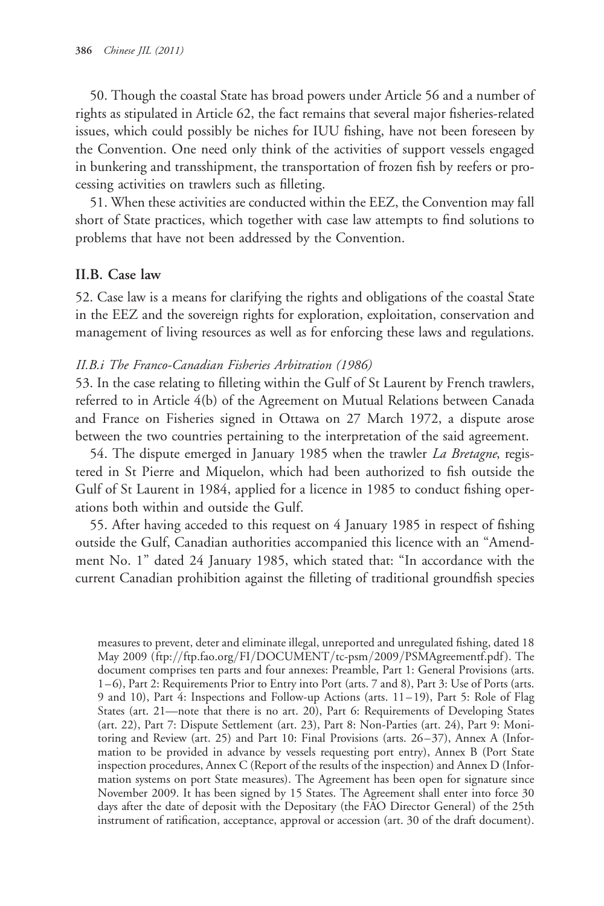50. Though the coastal State has broad powers under Article 56 and a number of rights as stipulated in Article 62, the fact remains that several major fisheries-related issues, which could possibly be niches for IUU fishing, have not been foreseen by the Convention. One need only think of the activities of support vessels engaged in bunkering and transshipment, the transportation of frozen fish by reefers or processing activities on trawlers such as filleting.

51. When these activities are conducted within the EEZ, the Convention may fall short of State practices, which together with case law attempts to find solutions to problems that have not been addressed by the Convention.

### II.B. Case law

52. Case law is a means for clarifying the rights and obligations of the coastal State in the EEZ and the sovereign rights for exploration, exploitation, conservation and management of living resources as well as for enforcing these laws and regulations.

#### *II.B.i The Franco-Canadian Fisheries Arbitration (1986)*

53. In the case relating to filleting within the Gulf of St Laurent by French trawlers, referred to in Article 4(b) of the Agreement on Mutual Relations between Canada and France on Fisheries signed in Ottawa on 27 March 1972, a dispute arose between the two countries pertaining to the interpretation of the said agreement.

54. The dispute emerged in January 1985 when the trawler *La Bretagne*, registered in St Pierre and Miquelon, which had been authorized to fish outside the Gulf of St Laurent in 1984, applied for a licence in 1985 to conduct fishing operations both within and outside the Gulf.

55. After having acceded to this request on 4 January 1985 in respect of fishing outside the Gulf, Canadian authorities accompanied this licence with an "Amendment No. 1" dated 24 January 1985, which stated that: "In accordance with the current Canadian prohibition against the filleting of traditional groundfish species

measures to prevent, deter and eliminate illegal, unreported and unregulated fishing, dated 18 May 2009 (ftp://ftp.fao.org/FI/DOCUMENT/tc-psm/2009/PSMAgreementf.pdf). The document comprises ten parts and four annexes: Preamble, Part 1: General Provisions (arts. 1–6), Part 2: Requirements Prior to Entry into Port (arts. 7 and 8), Part 3: Use of Ports (arts. 9 and 10), Part 4: Inspections and Follow-up Actions (arts. 11–19), Part 5: Role of Flag States (art. 21—note that there is no art. 20), Part 6: Requirements of Developing States (art. 22), Part 7: Dispute Settlement (art. 23), Part 8: Non-Parties (art. 24), Part 9: Monitoring and Review (art. 25) and Part 10: Final Provisions (arts. 26–37), Annex A (Information to be provided in advance by vessels requesting port entry), Annex B (Port State inspection procedures, Annex C (Report of the results of the inspection) and Annex D (Information systems on port State measures). The Agreement has been open for signature since November 2009. It has been signed by 15 States. The Agreement shall enter into force 30 days after the date of deposit with the Depositary (the FAO Director General) of the 25th instrument of ratification, acceptance, approval or accession (art. 30 of the draft document).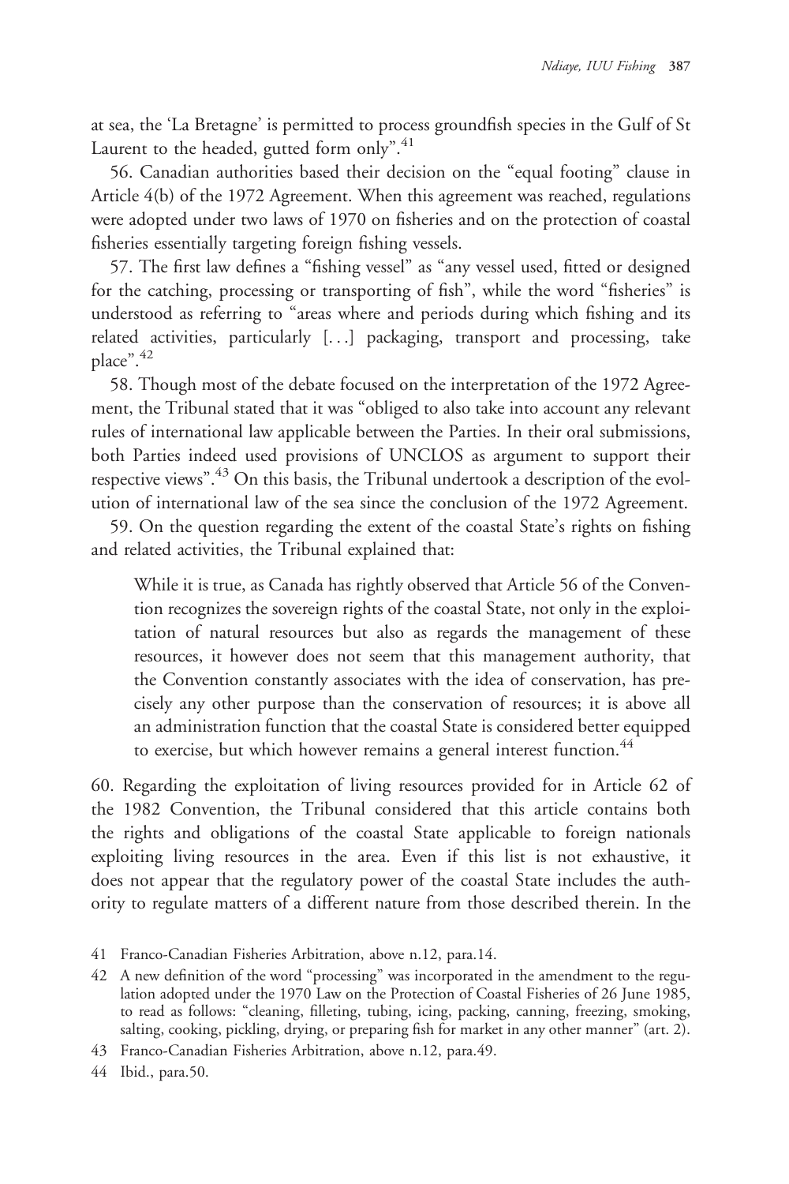at sea, the 'La Bretagne' is permitted to process groundfish species in the Gulf of St Laurent to the headed, gutted form only".[41]

56. Canadian authorities based their decision on the "equal footing" clause in Article 4(b) of the 1972 Agreement. When this agreement was reached, regulations were adopted under two laws of 1970 on fisheries and on the protection of coastal fisheries essentially targeting foreign fishing vessels.

57. The first law defines a "fishing vessel" as "any vessel used, fitted or designed for the catching, processing or transporting of fish", while the word "fisheries" is understood as referring to "areas where and periods during which fishing and its related activities, particularly [...] packaging, transport and processing, take place".[42]

58. Though most of the debate focused on the interpretation of the 1972 Agreement, the Tribunal stated that it was "obliged to also take into account any relevant rules of international law applicable between the Parties. In their oral submissions, both Parties indeed used provisions of UNCLOS as argument to support their respective views".[43] On this basis, the Tribunal undertook a description of the evolution of international law of the sea since the conclusion of the 1972 Agreement.

59. On the question regarding the extent of the coastal State's rights on fishing and related activities, the Tribunal explained that:

> While it is true, as Canada has rightly observed that Article 56 of the Convention recognizes the sovereign rights of the coastal State, not only in the exploitation of natural resources but also as regards the management of these resources, it however does not seem that this management authority, that the Convention constantly associates with the idea of conservation, has precisely any other purpose than the conservation of resources; it is above all an administration function that the coastal State is considered better equipped to exercise, but which however remains a general interest function.[44]

60. Regarding the exploitation of living resources provided for in Article 62 of the 1982 Convention, the Tribunal considered that this article contains both the rights and obligations of the coastal State applicable to foreign nationals exploiting living resources in the area. Even if this list is not exhaustive, it does not appear that the regulatory power of the coastal State includes the authority to regulate matters of a different nature from those described therein. In the

41 Franco-Canadian Fisheries Arbitration, above n.12, para.14.

42 A new definition of the word "processing" was incorporated in the amendment to the regulation adopted under the 1970 Law on the Protection of Coastal Fisheries of 26 June 1985, to read as follows: "cleaning, filleting, tubing, icing, packing, canning, freezing, smoking, salting, cooking, pickling, drying, or preparing fish for market in any other manner" (art. 2).

43 Franco-Canadian Fisheries Arbitration, above n.12, para.49.

44 Ibid., para.50.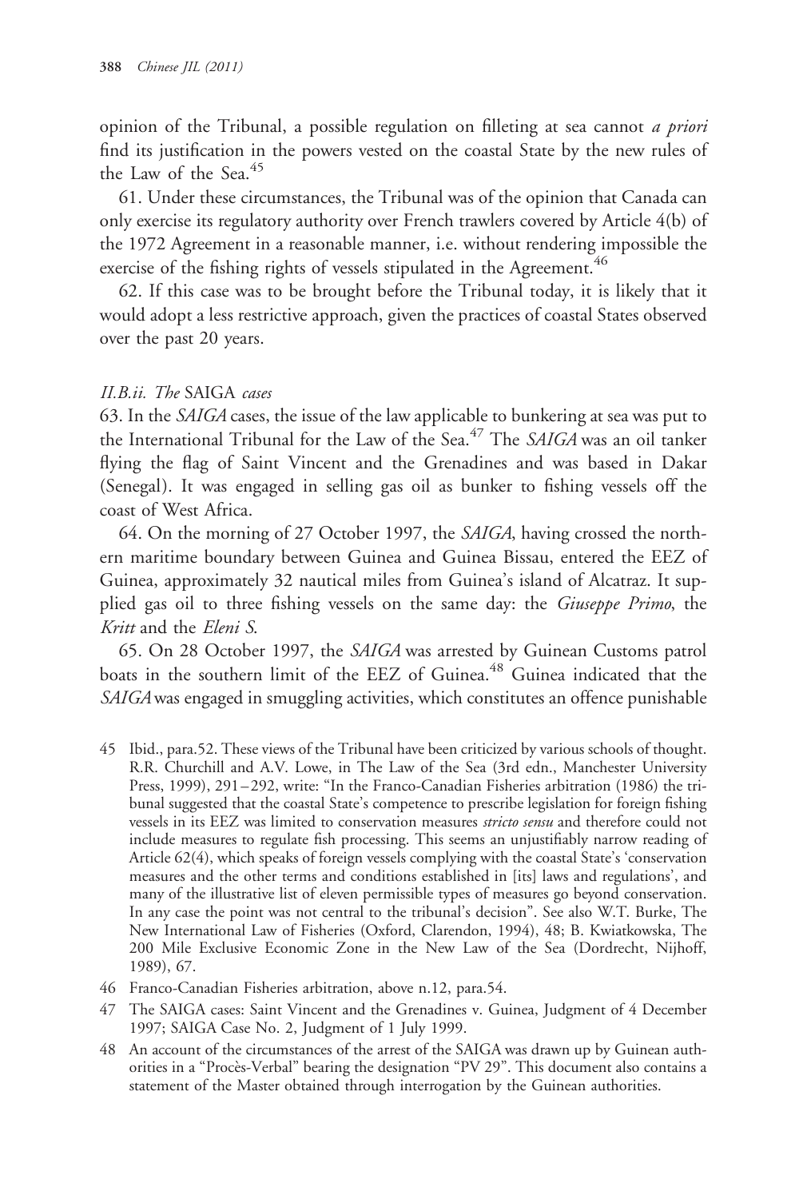opinion of the Tribunal, a possible regulation on filleting at sea cannot *a priori* find its justification in the powers vested on the coastal State by the new rules of the Law of the Sea.[45]

61. Under these circumstances, the Tribunal was of the opinion that Canada can only exercise its regulatory authority over French trawlers covered by Article 4(b) of the 1972 Agreement in a reasonable manner, i.e. without rendering impossible the exercise of the fishing rights of vessels stipulated in the Agreement.[46]

62. If this case was to be brought before the Tribunal today, it is likely that it would adopt a less restrictive approach, given the practices of coastal States observed over the past 20 years.

### *II.B.ii. The* SAIGA *cases*

63. In the *SAIGA* cases, the issue of the law applicable to bunkering at sea was put to the International Tribunal for the Law of the Sea.[47] The *SAIGA* was an oil tanker flying the flag of Saint Vincent and the Grenadines and was based in Dakar (Senegal). It was engaged in selling gas oil as bunker to fishing vessels off the coast of West Africa.

64. On the morning of 27 October 1997, the *SAIGA*, having crossed the northern maritime boundary between Guinea and Guinea Bissau, entered the EEZ of Guinea, approximately 32 nautical miles from Guinea's island of Alcatraz. It supplied gas oil to three fishing vessels on the same day: the *Giuseppe Primo*, the *Kritt* and the *Eleni S.*

65. On 28 October 1997, the *SAIGA* was arrested by Guinean Customs patrol boats in the southern limit of the EEZ of Guinea.[48] Guinea indicated that the *SAIGA* was engaged in smuggling activities, which constitutes an offence punishable

---

45 Ibid., para.52. These views of the Tribunal have been criticized by various schools of thought. R.R. Churchill and A.V. Lowe, in The Law of the Sea (3rd edn., Manchester University Press, 1999), 291–292, write: "In the Franco-Canadian Fisheries arbitration (1986) the tribunal suggested that the coastal State's competence to prescribe legislation for foreign fishing vessels in its EEZ was limited to conservation measures *stricto sensu* and therefore could not include measures to regulate fish processing. This seems an unjustifiably narrow reading of Article 62(4), which speaks of foreign vessels complying with the coastal State's 'conservation measures and the other terms and conditions established in [its] laws and regulations', and many of the illustrative list of eleven permissible types of measures go beyond conservation. In any case the point was not central to the tribunal's decision". See also W.T. Burke, The New International Law of Fisheries (Oxford, Clarendon, 1994), 48; B. Kwiatkowska, The 200 Mile Exclusive Economic Zone in the New Law of the Sea (Dordrecht, Nijhoff, 1989), 67.

46 Franco-Canadian Fisheries arbitration, above n.12, para.54.

47 The SAIGA cases: Saint Vincent and the Grenadines v. Guinea, Judgment of 4 December 1997; SAIGA Case No. 2, Judgment of 1 July 1999.

48 An account of the circumstances of the arrest of the SAIGA was drawn up by Guinean authorities in a "Procès-Verbal" bearing the designation "PV 29". This document also contains a statement of the Master obtained through interrogation by the Guinean authorities.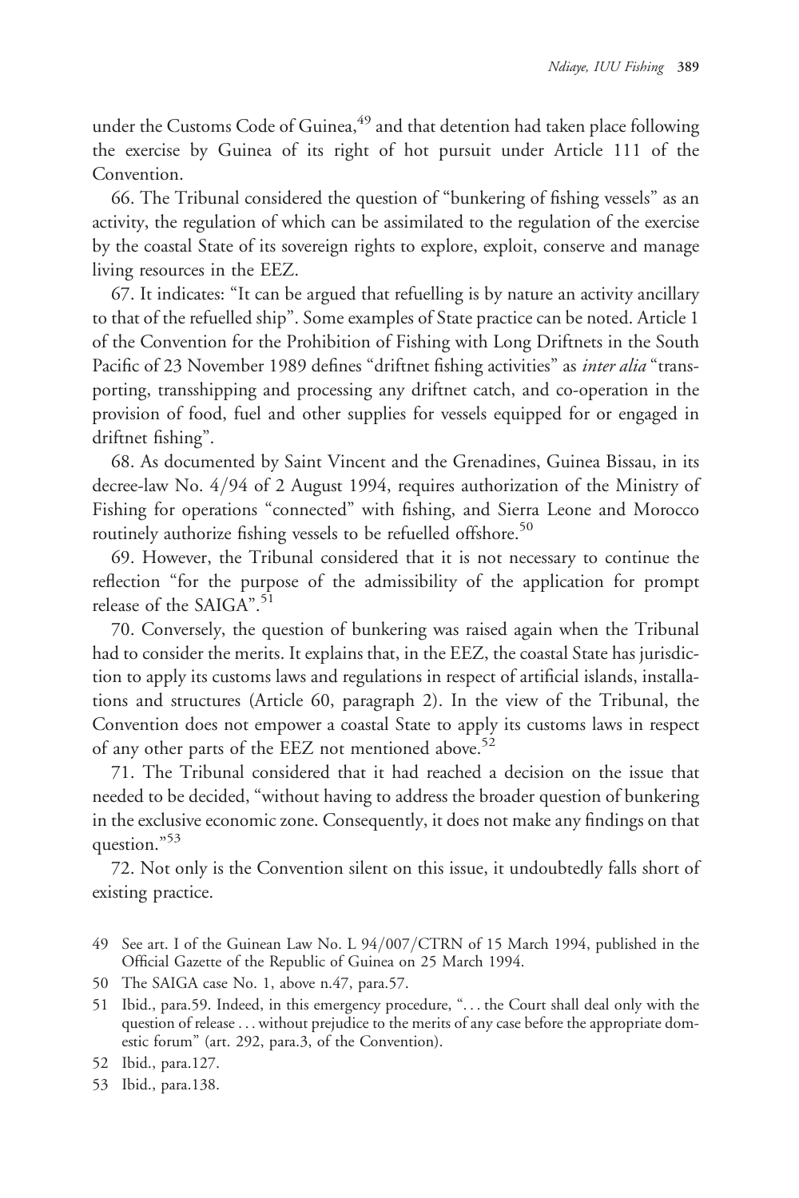under the Customs Code of Guinea,[49] and that detention had taken place following the exercise by Guinea of its right of hot pursuit under Article 111 of the Convention.

66. The Tribunal considered the question of "bunkering of fishing vessels" as an activity, the regulation of which can be assimilated to the regulation of the exercise by the coastal State of its sovereign rights to explore, exploit, conserve and manage living resources in the EEZ.

67. It indicates: "It can be argued that refuelling is by nature an activity ancillary to that of the refuelled ship". Some examples of State practice can be noted. Article 1 of the Convention for the Prohibition of Fishing with Long Driftnets in the South Pacific of 23 November 1989 defines "driftnet fishing activities" as *inter alia* "transporting, transshipping and processing any driftnet catch, and co-operation in the provision of food, fuel and other supplies for vessels equipped for or engaged in driftnet fishing".

68. As documented by Saint Vincent and the Grenadines, Guinea Bissau, in its decree-law No. 4/94 of 2 August 1994, requires authorization of the Ministry of Fishing for operations "connected" with fishing, and Sierra Leone and Morocco routinely authorize fishing vessels to be refuelled offshore.[50]

69. However, the Tribunal considered that it is not necessary to continue the reflection "for the purpose of the admissibility of the application for prompt release of the SAIGA".[51]

70. Conversely, the question of bunkering was raised again when the Tribunal had to consider the merits. It explains that, in the EEZ, the coastal State has jurisdiction to apply its customs laws and regulations in respect of artificial islands, installations and structures (Article 60, paragraph 2). In the view of the Tribunal, the Convention does not empower a coastal State to apply its customs laws in respect of any other parts of the EEZ not mentioned above.[52]

71. The Tribunal considered that it had reached a decision on the issue that needed to be decided, "without having to address the broader question of bunkering in the exclusive economic zone. Consequently, it does not make any findings on that question."[53]

72. Not only is the Convention silent on this issue, it undoubtedly falls short of existing practice.

49 See art. I of the Guinean Law No. L 94/007/CTRN of 15 March 1994, published in the Official Gazette of the Republic of Guinea on 25 March 1994.

50 The SAIGA case No. 1, above n.47, para.57.

51 Ibid., para.59. Indeed, in this emergency procedure, ". . . the Court shall deal only with the question of release . . . without prejudice to the merits of any case before the appropriate domestic forum" (art. 292, para.3, of the Convention).

52 Ibid., para.127.

53 Ibid., para.138.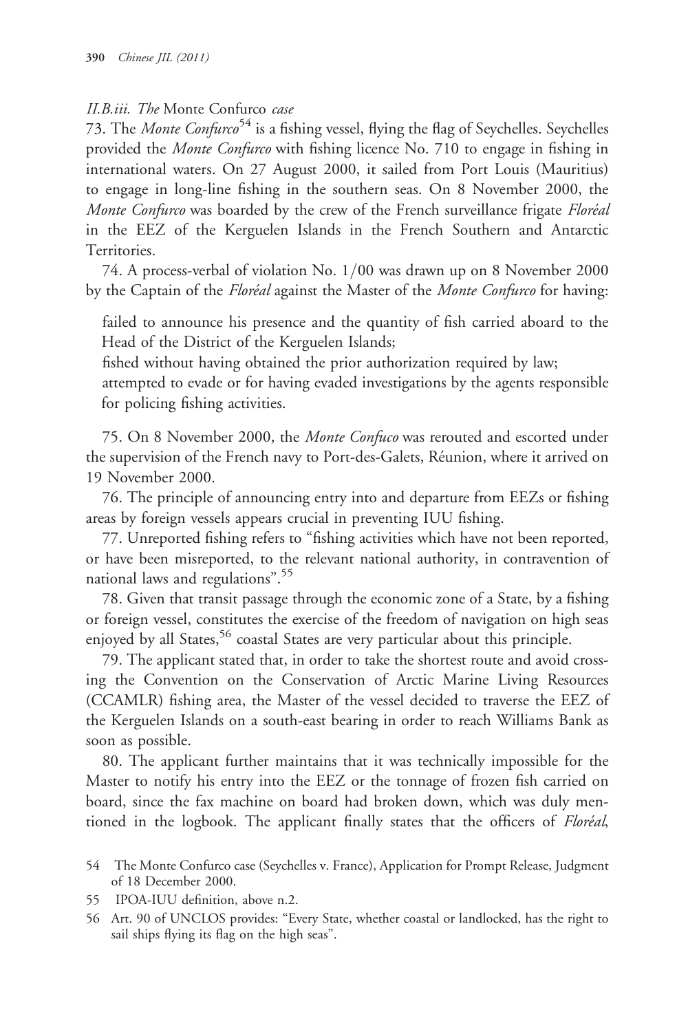### II.B.iii. The *Monte Confurco* case

73. The *Monte Confurco*[54] is a fishing vessel, flying the flag of Seychelles. Seychelles provided the *Monte Confurco* with fishing licence No. 710 to engage in fishing in international waters. On 27 August 2000, it sailed from Port Louis (Mauritius) to engage in long-line fishing in the southern seas. On 8 November 2000, the *Monte Confurco* was boarded by the crew of the French surveillance frigate *Floréal* in the EEZ of the Kerguelen Islands in the French Southern and Antarctic Territories.

74. A process-verbal of violation No. 1/00 was drawn up on 8 November 2000 by the Captain of the *Floréal* against the Master of the *Monte Confurco* for having:

> failed to announce his presence and the quantity of fish carried aboard to the Head of the District of the Kerguelen Islands;
>
> fished without having obtained the prior authorization required by law;
>
> attempted to evade or for having evaded investigations by the agents responsible for policing fishing activities.

75. On 8 November 2000, the *Monte Confuco* was rerouted and escorted under the supervision of the French navy to Port-des-Galets, Réunion, where it arrived on 19 November 2000.

76. The principle of announcing entry into and departure from EEZs or fishing areas by foreign vessels appears crucial in preventing IUU fishing.

77. Unreported fishing refers to "fishing activities which have not been reported, or have been misreported, to the relevant national authority, in contravention of national laws and regulations".[55]

78. Given that transit passage through the economic zone of a State, by a fishing or foreign vessel, constitutes the exercise of the freedom of navigation on high seas enjoyed by all States,[56] coastal States are very particular about this principle.

79. The applicant stated that, in order to take the shortest route and avoid crossing the Convention on the Conservation of Arctic Marine Living Resources (CCAMLR) fishing area, the Master of the vessel decided to traverse the EEZ of the Kerguelen Islands on a south-east bearing in order to reach Williams Bank as soon as possible.

80. The applicant further maintains that it was technically impossible for the Master to notify his entry into the EEZ or the tonnage of frozen fish carried on board, since the fax machine on board had broken down, which was duly mentioned in the logbook. The applicant finally states that the officers of *Floréal*,

---

54 The Monte Confurco case (Seychelles v. France), Application for Prompt Release, Judgment of 18 December 2000.

55 IPOA-IUU definition, above n.2.

56 Art. 90 of UNCLOS provides: "Every State, whether coastal or landlocked, has the right to sail ships flying its flag on the high seas".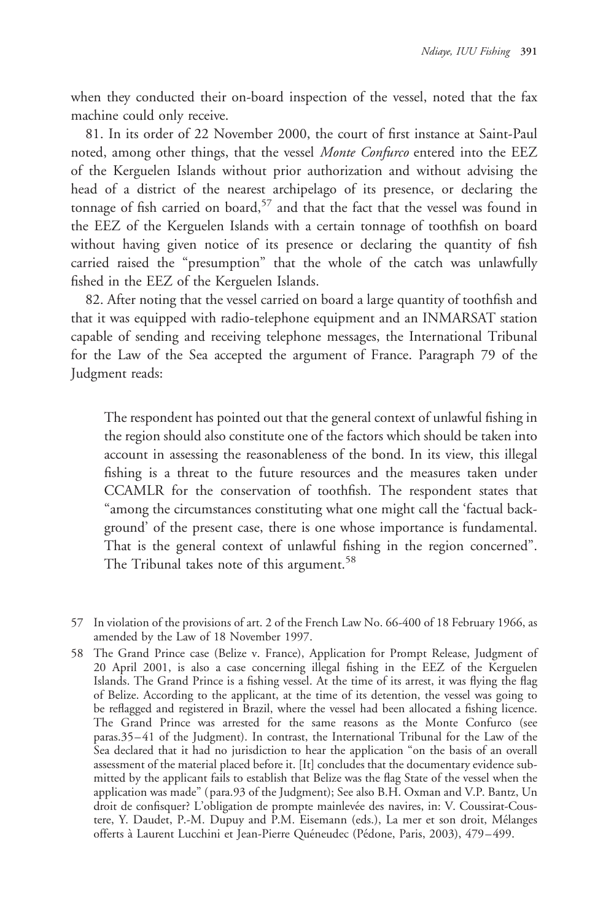when they conducted their on-board inspection of the vessel, noted that the fax machine could only receive.

81. In its order of 22 November 2000, the court of first instance at Saint-Paul noted, among other things, that the vessel *Monte Confurco* entered into the EEZ of the Kerguelen Islands without prior authorization and without advising the head of a district of the nearest archipelago of its presence, or declaring the tonnage of fish carried on board,[57] and that the fact that the vessel was found in the EEZ of the Kerguelen Islands with a certain tonnage of toothfish on board without having given notice of its presence or declaring the quantity of fish carried raised the "presumption" that the whole of the catch was unlawfully fished in the EEZ of the Kerguelen Islands.

82. After noting that the vessel carried on board a large quantity of toothfish and that it was equipped with radio-telephone equipment and an INMARSAT station capable of sending and receiving telephone messages, the International Tribunal for the Law of the Sea accepted the argument of France. Paragraph 79 of the Judgment reads:

> The respondent has pointed out that the general context of unlawful fishing in the region should also constitute one of the factors which should be taken into account in assessing the reasonableness of the bond. In its view, this illegal fishing is a threat to the future resources and the measures taken under CCAMLR for the conservation of toothfish. The respondent states that "among the circumstances constituting what one might call the 'factual background' of the present case, there is one whose importance is fundamental. That is the general context of unlawful fishing in the region concerned". The Tribunal takes note of this argument.[58]

57 In violation of the provisions of art. 2 of the French Law No. 66-400 of 18 February 1966, as amended by the Law of 18 November 1997.

58 The Grand Prince case (Belize v. France), Application for Prompt Release, Judgment of 20 April 2001, is also a case concerning illegal fishing in the EEZ of the Kerguelen Islands. The Grand Prince is a fishing vessel. At the time of its arrest, it was flying the flag of Belize. According to the applicant, at the time of its detention, the vessel was going to be reflagged and registered in Brazil, where the vessel had been allocated a fishing licence. The Grand Prince was arrested for the same reasons as the Monte Confurco (see paras.35–41 of the Judgment). In contrast, the International Tribunal for the Law of the Sea declared that it had no jurisdiction to hear the application "on the basis of an overall assessment of the material placed before it. [It] concludes that the documentary evidence submitted by the applicant fails to establish that Belize was the flag State of the vessel when the application was made" (para.93 of the Judgment); See also B.H. Oxman and V.P. Bantz, Un droit de confisquer? L'obligation de prompte mainlevée des navires, in: V. Coussirat-Coustere, Y. Daudet, P.-M. Dupuy and P.M. Eisemann (eds.), La mer et son droit, Mélanges offerts à Laurent Lucchini et Jean-Pierre Quéneudec (Pédone, Paris, 2003), 479–499.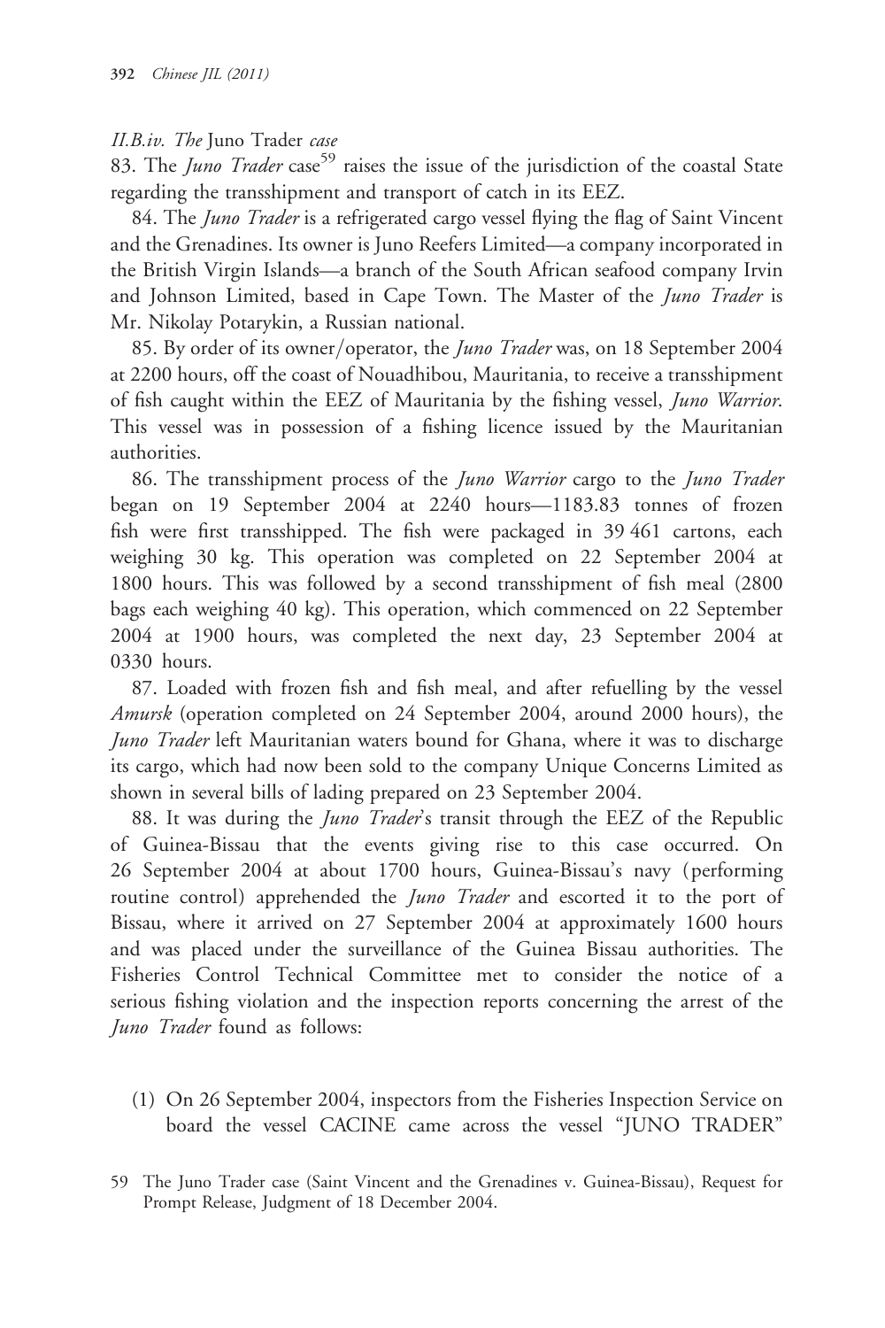### II.B.iv. The *Juno Trader* case

83. The *Juno Trader* case[59] raises the issue of the jurisdiction of the coastal State regarding the transshipment and transport of catch in its EEZ.

84. The *Juno Trader* is a refrigerated cargo vessel flying the flag of Saint Vincent and the Grenadines. Its owner is Juno Reefers Limited—a company incorporated in the British Virgin Islands—a branch of the South African seafood company Irvin and Johnson Limited, based in Cape Town. The Master of the *Juno Trader* is Mr. Nikolay Potarykin, a Russian national.

85. By order of its owner/operator, the *Juno Trader* was, on 18 September 2004 at 2200 hours, off the coast of Nouadhibou, Mauritania, to receive a transshipment of fish caught within the EEZ of Mauritania by the fishing vessel, *Juno Warrior*. This vessel was in possession of a fishing licence issued by the Mauritanian authorities.

86. The transshipment process of the *Juno Warrior* cargo to the *Juno Trader* began on 19 September 2004 at 2240 hours—1183.83 tonnes of frozen fish were first transshipped. The fish were packaged in 39 461 cartons, each weighing 30 kg. This operation was completed on 22 September 2004 at 1800 hours. This was followed by a second transshipment of fish meal (2800 bags each weighing 40 kg). This operation, which commenced on 22 September 2004 at 1900 hours, was completed the next day, 23 September 2004 at 0330 hours.

87. Loaded with frozen fish and fish meal, and after refuelling by the vessel *Amursk* (operation completed on 24 September 2004, around 2000 hours), the *Juno Trader* left Mauritanian waters bound for Ghana, where it was to discharge its cargo, which had now been sold to the company Unique Concerns Limited as shown in several bills of lading prepared on 23 September 2004.

88. It was during the *Juno Trader*'s transit through the EEZ of the Republic of Guinea-Bissau that the events giving rise to this case occurred. On 26 September 2004 at about 1700 hours, Guinea-Bissau's navy (performing routine control) apprehended the *Juno Trader* and escorted it to the port of Bissau, where it arrived on 27 September 2004 at approximately 1600 hours and was placed under the surveillance of the Guinea Bissau authorities. The Fisheries Control Technical Committee met to consider the notice of a serious fishing violation and the inspection reports concerning the arrest of the *Juno Trader* found as follows:

(1) On 26 September 2004, inspectors from the Fisheries Inspection Service on board the vessel CACINE came across the vessel "JUNO TRADER"

59 The Juno Trader case (Saint Vincent and the Grenadines v. Guinea-Bissau), Request for Prompt Release, Judgment of 18 December 2004.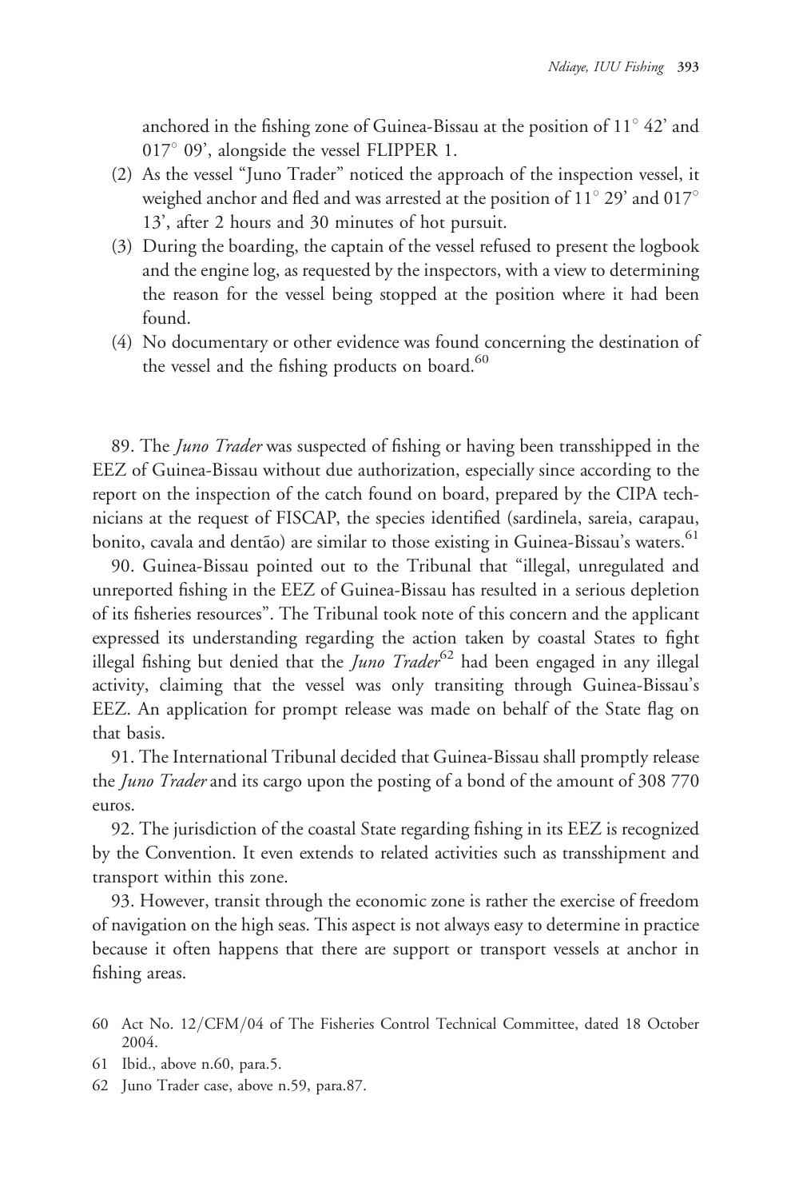anchored in the fishing zone of Guinea-Bissau at the position of 11° 42' and 017° 09', alongside the vessel FLIPPER 1.

(2) As the vessel "Juno Trader" noticed the approach of the inspection vessel, it weighed anchor and fled and was arrested at the position of 11° 29' and 017° 13', after 2 hours and 30 minutes of hot pursuit.

(3) During the boarding, the captain of the vessel refused to present the logbook and the engine log, as requested by the inspectors, with a view to determining the reason for the vessel being stopped at the position where it had been found.

(4) No documentary or other evidence was found concerning the destination of the vessel and the fishing products on board.[60]

89. The *Juno Trader* was suspected of fishing or having been transshipped in the EEZ of Guinea-Bissau without due authorization, especially since according to the report on the inspection of the catch found on board, prepared by the CIPA technicians at the request of FISCAP, the species identified (sardinela, sareia, carapau, bonito, cavala and dentão) are similar to those existing in Guinea-Bissau's waters.[61]

90. Guinea-Bissau pointed out to the Tribunal that "illegal, unregulated and unreported fishing in the EEZ of Guinea-Bissau has resulted in a serious depletion of its fisheries resources". The Tribunal took note of this concern and the applicant expressed its understanding regarding the action taken by coastal States to fight illegal fishing but denied that the *Juno Trader*[62] had been engaged in any illegal activity, claiming that the vessel was only transiting through Guinea-Bissau's EEZ. An application for prompt release was made on behalf of the State flag on that basis.

91. The International Tribunal decided that Guinea-Bissau shall promptly release the *Juno Trader* and its cargo upon the posting of a bond of the amount of 308 770 euros.

92. The jurisdiction of the coastal State regarding fishing in its EEZ is recognized by the Convention. It even extends to related activities such as transshipment and transport within this zone.

93. However, transit through the economic zone is rather the exercise of freedom of navigation on the high seas. This aspect is not always easy to determine in practice because it often happens that there are support or transport vessels at anchor in fishing areas.

60 Act No. 12/CFM/04 of The Fisheries Control Technical Committee, dated 18 October 2004.

61 Ibid., above n.60, para.5.

62 Juno Trader case, above n.59, para.87.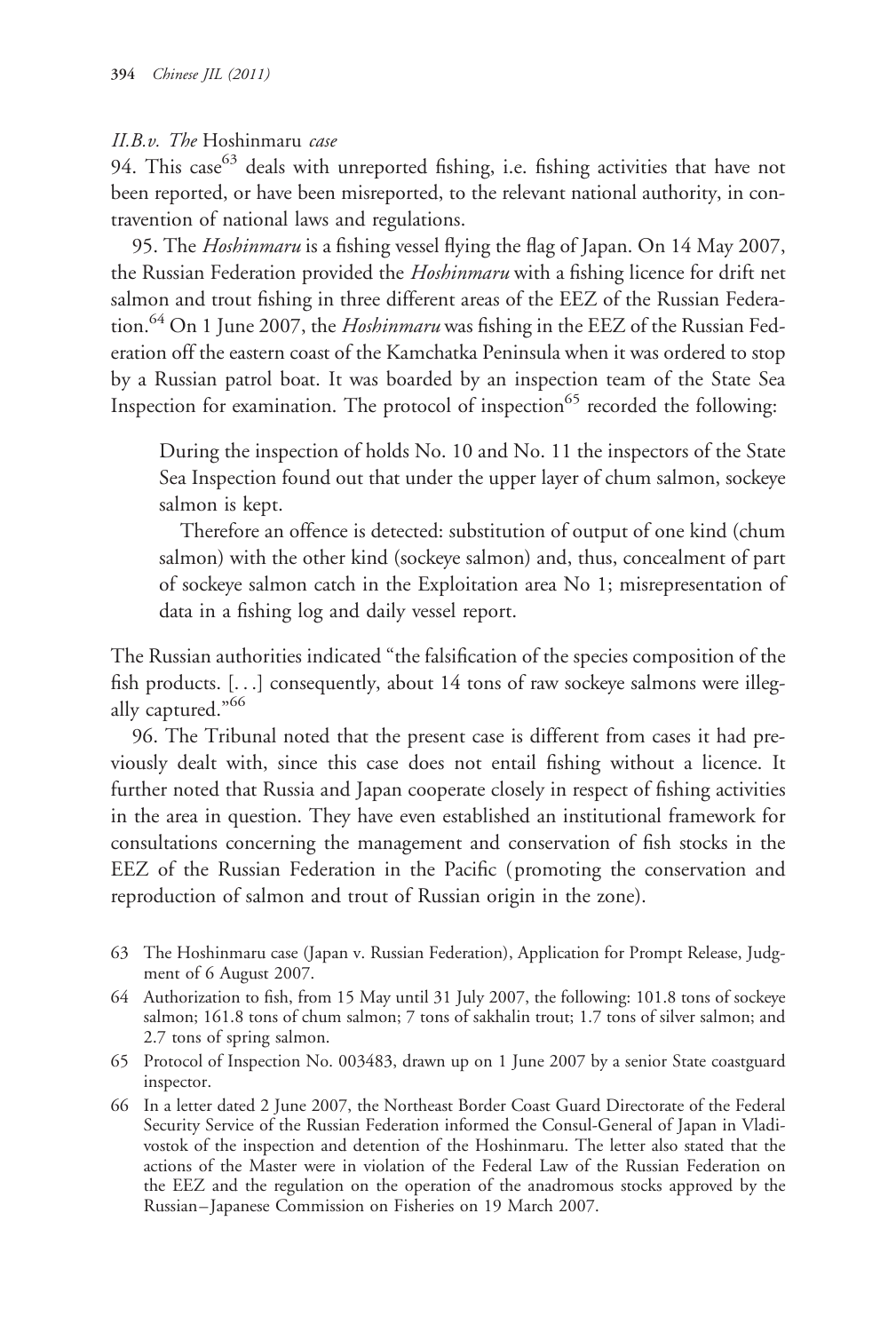### II.B.v. The *Hoshinmaru* case

94. This case[63] deals with unreported fishing, i.e. fishing activities that have not been reported, or have been misreported, to the relevant national authority, in contravention of national laws and regulations.

95. The *Hoshinmaru* is a fishing vessel flying the flag of Japan. On 14 May 2007, the Russian Federation provided the *Hoshinmaru* with a fishing licence for drift net salmon and trout fishing in three different areas of the EEZ of the Russian Federation.[64] On 1 June 2007, the *Hoshinmaru* was fishing in the EEZ of the Russian Federation off the eastern coast of the Kamchatka Peninsula when it was ordered to stop by a Russian patrol boat. It was boarded by an inspection team of the State Sea Inspection for examination. The protocol of inspection[65] recorded the following:

> During the inspection of holds No. 10 and No. 11 the inspectors of the State Sea Inspection found out that under the upper layer of chum salmon, sockeye salmon is kept.
>
> Therefore an offence is detected: substitution of output of one kind (chum salmon) with the other kind (sockeye salmon) and, thus, concealment of part of sockeye salmon catch in the Exploitation area No 1; misrepresentation of data in a fishing log and daily vessel report.

The Russian authorities indicated "the falsification of the species composition of the fish products. [...] consequently, about 14 tons of raw sockeye salmons were illegally captured."[66]

96. The Tribunal noted that the present case is different from cases it had previously dealt with, since this case does not entail fishing without a licence. It further noted that Russia and Japan cooperate closely in respect of fishing activities in the area in question. They have even established an institutional framework for consultations concerning the management and conservation of fish stocks in the EEZ of the Russian Federation in the Pacific (promoting the conservation and reproduction of salmon and trout of Russian origin in the zone).

---

63 The Hoshinmaru case (Japan v. Russian Federation), Application for Prompt Release, Judgment of 6 August 2007.

64 Authorization to fish, from 15 May until 31 July 2007, the following: 101.8 tons of sockeye salmon; 161.8 tons of chum salmon; 7 tons of sakhalin trout; 1.7 tons of silver salmon; and 2.7 tons of spring salmon.

65 Protocol of Inspection No. 003483, drawn up on 1 June 2007 by a senior State coastguard inspector.

66 In a letter dated 2 June 2007, the Northeast Border Coast Guard Directorate of the Federal Security Service of the Russian Federation informed the Consul-General of Japan in Vladivostok of the inspection and detention of the Hoshinmaru. The letter also stated that the actions of the Master were in violation of the Federal Law of the Russian Federation on the EEZ and the regulation on the operation of the anadromous stocks approved by the Russian–Japanese Commission on Fisheries on 19 March 2007.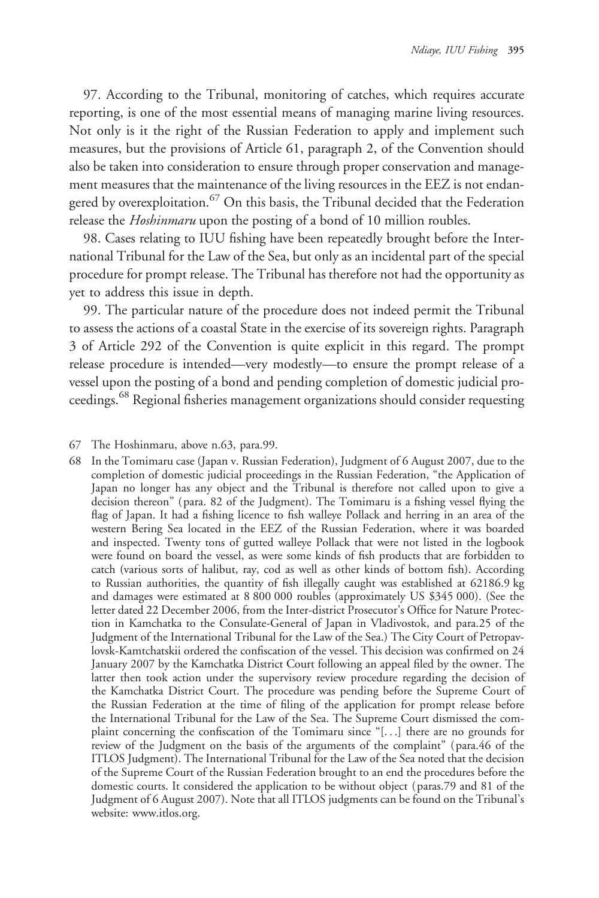97. According to the Tribunal, monitoring of catches, which requires accurate reporting, is one of the most essential means of managing marine living resources. Not only is it the right of the Russian Federation to apply and implement such measures, but the provisions of Article 61, paragraph 2, of the Convention should also be taken into consideration to ensure through proper conservation and management measures that the maintenance of the living resources in the EEZ is not endangered by overexploitation.[67] On this basis, the Tribunal decided that the Federation release the *Hoshinmaru* upon the posting of a bond of 10 million roubles.

98. Cases relating to IUU fishing have been repeatedly brought before the International Tribunal for the Law of the Sea, but only as an incidental part of the special procedure for prompt release. The Tribunal has therefore not had the opportunity as yet to address this issue in depth.

99. The particular nature of the procedure does not indeed permit the Tribunal to assess the actions of a coastal State in the exercise of its sovereign rights. Paragraph 3 of Article 292 of the Convention is quite explicit in this regard. The prompt release procedure is intended—very modestly—to ensure the prompt release of a vessel upon the posting of a bond and pending completion of domestic judicial proceedings.[68] Regional fisheries management organizations should consider requesting

67 The Hoshinmaru, above n.63, para.99.

68 In the Tomimaru case (Japan v. Russian Federation), Judgment of 6 August 2007, due to the completion of domestic judicial proceedings in the Russian Federation, "the Application of Japan no longer has any object and the Tribunal is therefore not called upon to give a decision thereon" (para. 82 of the Judgment). The Tomimaru is a fishing vessel flying the flag of Japan. It had a fishing licence to fish walleye Pollack and herring in an area of the western Bering Sea located in the EEZ of the Russian Federation, where it was boarded and inspected. Twenty tons of gutted walleye Pollack that were not listed in the logbook were found on board the vessel, as were some kinds of fish products that are forbidden to catch (various sorts of halibut, ray, cod as well as other kinds of bottom fish). According to Russian authorities, the quantity of fish illegally caught was established at 62186.9 kg and damages were estimated at 8 800 000 roubles (approximately US $345 000). (See the letter dated 22 December 2006, from the Inter-district Prosecutor's Office for Nature Protection in Kamchatka to the Consulate-General of Japan in Vladivostok, and para.25 of the Judgment of the International Tribunal for the Law of the Sea.) The City Court of Petropavlovsk-Kamtchatskii ordered the confiscation of the vessel. This decision was confirmed on 24 January 2007 by the Kamchatka District Court following an appeal filed by the owner. The latter then took action under the supervisory review procedure regarding the decision of the Kamchatka District Court. The procedure was pending before the Supreme Court of the Russian Federation at the time of filing of the application for prompt release before the International Tribunal for the Law of the Sea. The Supreme Court dismissed the complaint concerning the confiscation of the Tomimaru since "[...] there are no grounds for review of the Judgment on the basis of the arguments of the complaint" (para.46 of the ITLOS Judgment). The International Tribunal for the Law of the Sea noted that the decision of the Supreme Court of the Russian Federation brought to an end the procedures before the domestic courts. It considered the application to be without object (paras.79 and 81 of the Judgment of 6 August 2007). Note that all ITLOS judgments can be found on the Tribunal's website: www.itlos.org.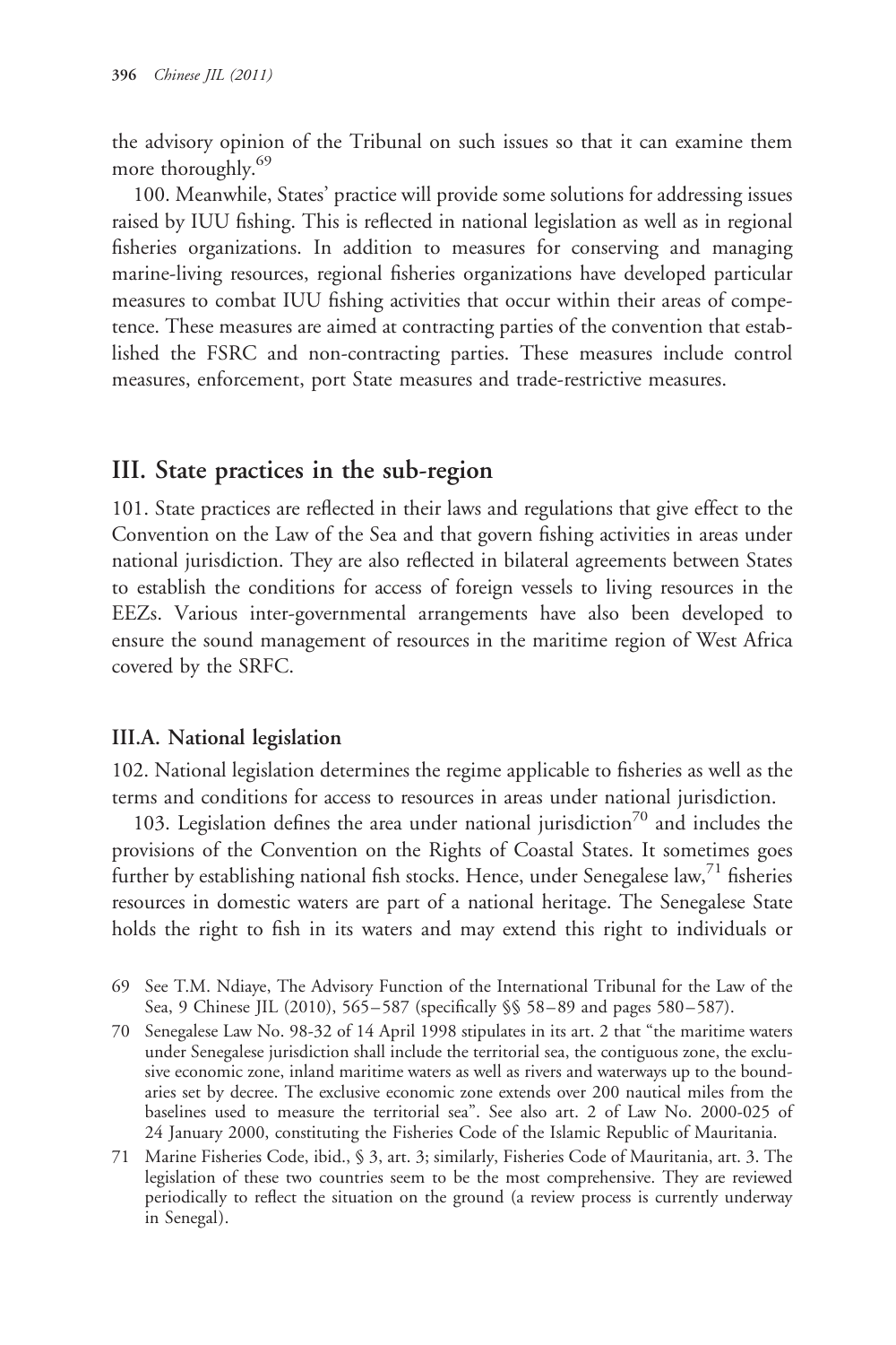the advisory opinion of the Tribunal on such issues so that it can examine them more thoroughly.[69]

100. Meanwhile, States' practice will provide some solutions for addressing issues raised by IUU fishing. This is reflected in national legislation as well as in regional fisheries organizations. In addition to measures for conserving and managing marine-living resources, regional fisheries organizations have developed particular measures to combat IUU fishing activities that occur within their areas of competence. These measures are aimed at contracting parties of the convention that established the FSRC and non-contracting parties. These measures include control measures, enforcement, port State measures and trade-restrictive measures.

## III. State practices in the sub-region

101. State practices are reflected in their laws and regulations that give effect to the Convention on the Law of the Sea and that govern fishing activities in areas under national jurisdiction. They are also reflected in bilateral agreements between States to establish the conditions for access of foreign vessels to living resources in the EEZs. Various inter-governmental arrangements have also been developed to ensure the sound management of resources in the maritime region of West Africa covered by the SRFC.

### III.A. National legislation

102. National legislation determines the regime applicable to fisheries as well as the terms and conditions for access to resources in areas under national jurisdiction.

103. Legislation defines the area under national jurisdiction[70] and includes the provisions of the Convention on the Rights of Coastal States. It sometimes goes further by establishing national fish stocks. Hence, under Senegalese law,[71] fisheries resources in domestic waters are part of a national heritage. The Senegalese State holds the right to fish in its waters and may extend this right to individuals or

69 See T.M. Ndiaye, The Advisory Function of the International Tribunal for the Law of the Sea, 9 Chinese JIL (2010), 565–587 (specifically §§ 58–89 and pages 580–587).

70 Senegalese Law No. 98-32 of 14 April 1998 stipulates in its art. 2 that "the maritime waters under Senegalese jurisdiction shall include the territorial sea, the contiguous zone, the exclusive economic zone, inland maritime waters as well as rivers and waterways up to the boundaries set by decree. The exclusive economic zone extends over 200 nautical miles from the baselines used to measure the territorial sea". See also art. 2 of Law No. 2000-025 of 24 January 2000, constituting the Fisheries Code of the Islamic Republic of Mauritania.

71 Marine Fisheries Code, ibid., § 3, art. 3; similarly, Fisheries Code of Mauritania, art. 3. The legislation of these two countries seem to be the most comprehensive. They are reviewed periodically to reflect the situation on the ground (a review process is currently underway in Senegal).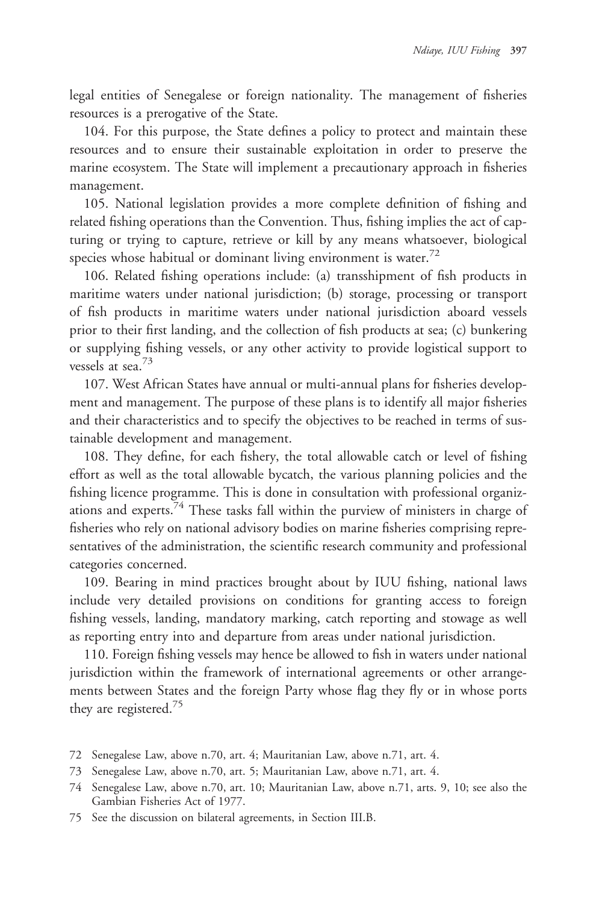legal entities of Senegalese or foreign nationality. The management of fisheries resources is a prerogative of the State.

104. For this purpose, the State defines a policy to protect and maintain these resources and to ensure their sustainable exploitation in order to preserve the marine ecosystem. The State will implement a precautionary approach in fisheries management.

105. National legislation provides a more complete definition of fishing and related fishing operations than the Convention. Thus, fishing implies the act of capturing or trying to capture, retrieve or kill by any means whatsoever, biological species whose habitual or dominant living environment is water.[72]

106. Related fishing operations include: (a) transshipment of fish products in maritime waters under national jurisdiction; (b) storage, processing or transport of fish products in maritime waters under national jurisdiction aboard vessels prior to their first landing, and the collection of fish products at sea; (c) bunkering or supplying fishing vessels, or any other activity to provide logistical support to vessels at sea.[73]

107. West African States have annual or multi-annual plans for fisheries development and management. The purpose of these plans is to identify all major fisheries and their characteristics and to specify the objectives to be reached in terms of sustainable development and management.

108. They define, for each fishery, the total allowable catch or level of fishing effort as well as the total allowable bycatch, the various planning policies and the fishing licence programme. This is done in consultation with professional organizations and experts.[74] These tasks fall within the purview of ministers in charge of fisheries who rely on national advisory bodies on marine fisheries comprising representatives of the administration, the scientific research community and professional categories concerned.

109. Bearing in mind practices brought about by IUU fishing, national laws include very detailed provisions on conditions for granting access to foreign fishing vessels, landing, mandatory marking, catch reporting and stowage as well as reporting entry into and departure from areas under national jurisdiction.

110. Foreign fishing vessels may hence be allowed to fish in waters under national jurisdiction within the framework of international agreements or other arrangements between States and the foreign Party whose flag they fly or in whose ports they are registered.[75]

72 Senegalese Law, above n.70, art. 4; Mauritanian Law, above n.71, art. 4.

73 Senegalese Law, above n.70, art. 5; Mauritanian Law, above n.71, art. 4.

74 Senegalese Law, above n.70, art. 10; Mauritanian Law, above n.71, arts. 9, 10; see also the Gambian Fisheries Act of 1977.

75 See the discussion on bilateral agreements, in Section III.B.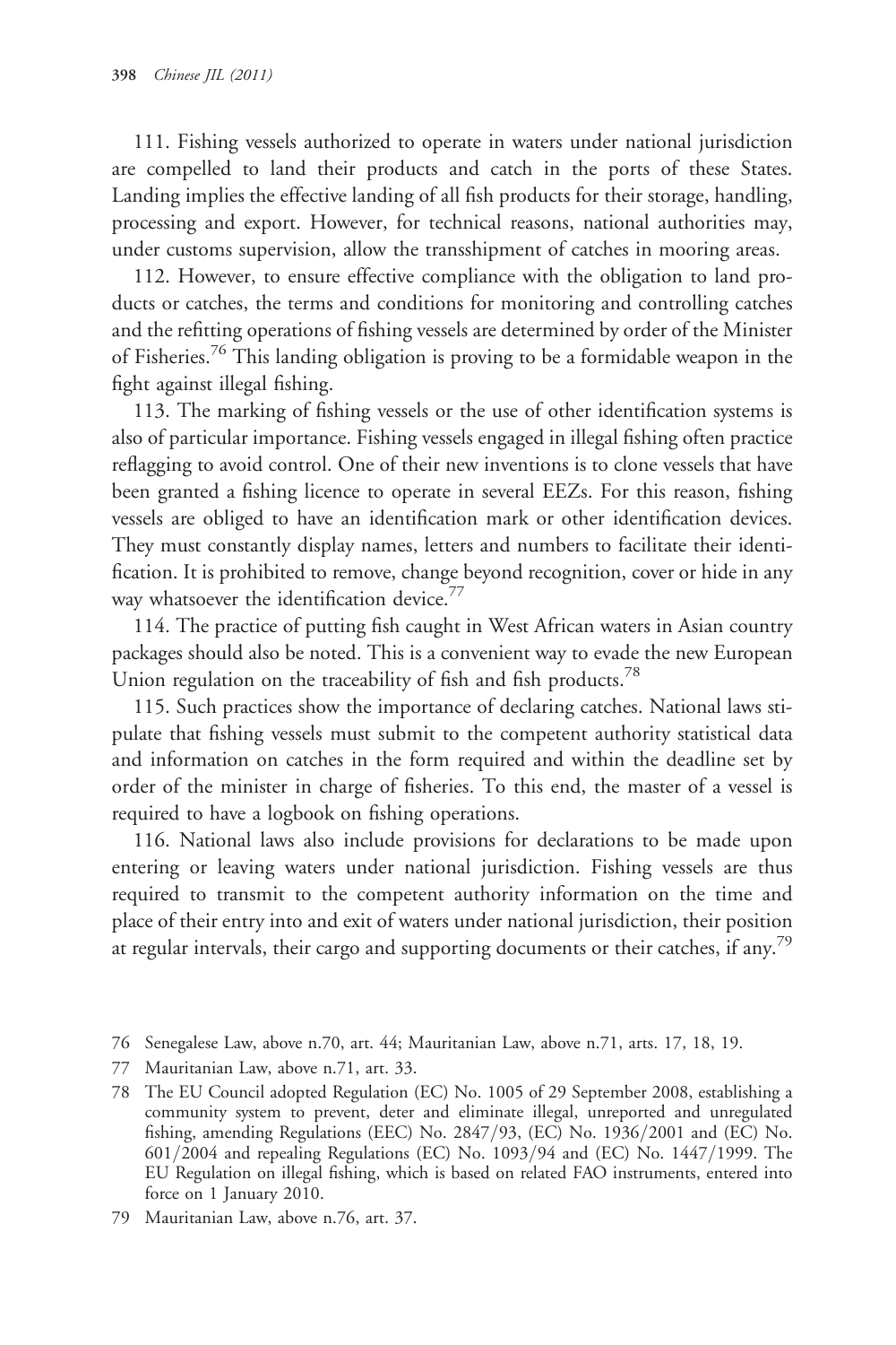111. Fishing vessels authorized to operate in waters under national jurisdiction are compelled to land their products and catch in the ports of these States. Landing implies the effective landing of all fish products for their storage, handling, processing and export. However, for technical reasons, national authorities may, under customs supervision, allow the transshipment of catches in mooring areas.

112. However, to ensure effective compliance with the obligation to land products or catches, the terms and conditions for monitoring and controlling catches and the refitting operations of fishing vessels are determined by order of the Minister of Fisheries.[76] This landing obligation is proving to be a formidable weapon in the fight against illegal fishing.

113. The marking of fishing vessels or the use of other identification systems is also of particular importance. Fishing vessels engaged in illegal fishing often practice reflagging to avoid control. One of their new inventions is to clone vessels that have been granted a fishing licence to operate in several EEZs. For this reason, fishing vessels are obliged to have an identification mark or other identification devices. They must constantly display names, letters and numbers to facilitate their identification. It is prohibited to remove, change beyond recognition, cover or hide in any way whatsoever the identification device.[77]

114. The practice of putting fish caught in West African waters in Asian country packages should also be noted. This is a convenient way to evade the new European Union regulation on the traceability of fish and fish products.[78]

115. Such practices show the importance of declaring catches. National laws stipulate that fishing vessels must submit to the competent authority statistical data and information on catches in the form required and within the deadline set by order of the minister in charge of fisheries. To this end, the master of a vessel is required to have a logbook on fishing operations.

116. National laws also include provisions for declarations to be made upon entering or leaving waters under national jurisdiction. Fishing vessels are thus required to transmit to the competent authority information on the time and place of their entry into and exit of waters under national jurisdiction, their position at regular intervals, their cargo and supporting documents or their catches, if any.[79]

---

76 Senegalese Law, above n.70, art. 44; Mauritanian Law, above n.71, arts. 17, 18, 19.

77 Mauritanian Law, above n.71, art. 33.

78 The EU Council adopted Regulation (EC) No. 1005 of 29 September 2008, establishing a community system to prevent, deter and eliminate illegal, unreported and unregulated fishing, amending Regulations (EEC) No. 2847/93, (EC) No. 1936/2001 and (EC) No. 601/2004 and repealing Regulations (EC) No. 1093/94 and (EC) No. 1447/1999. The EU Regulation on illegal fishing, which is based on related FAO instruments, entered into force on 1 January 2010.

79 Mauritanian Law, above n.76, art. 37.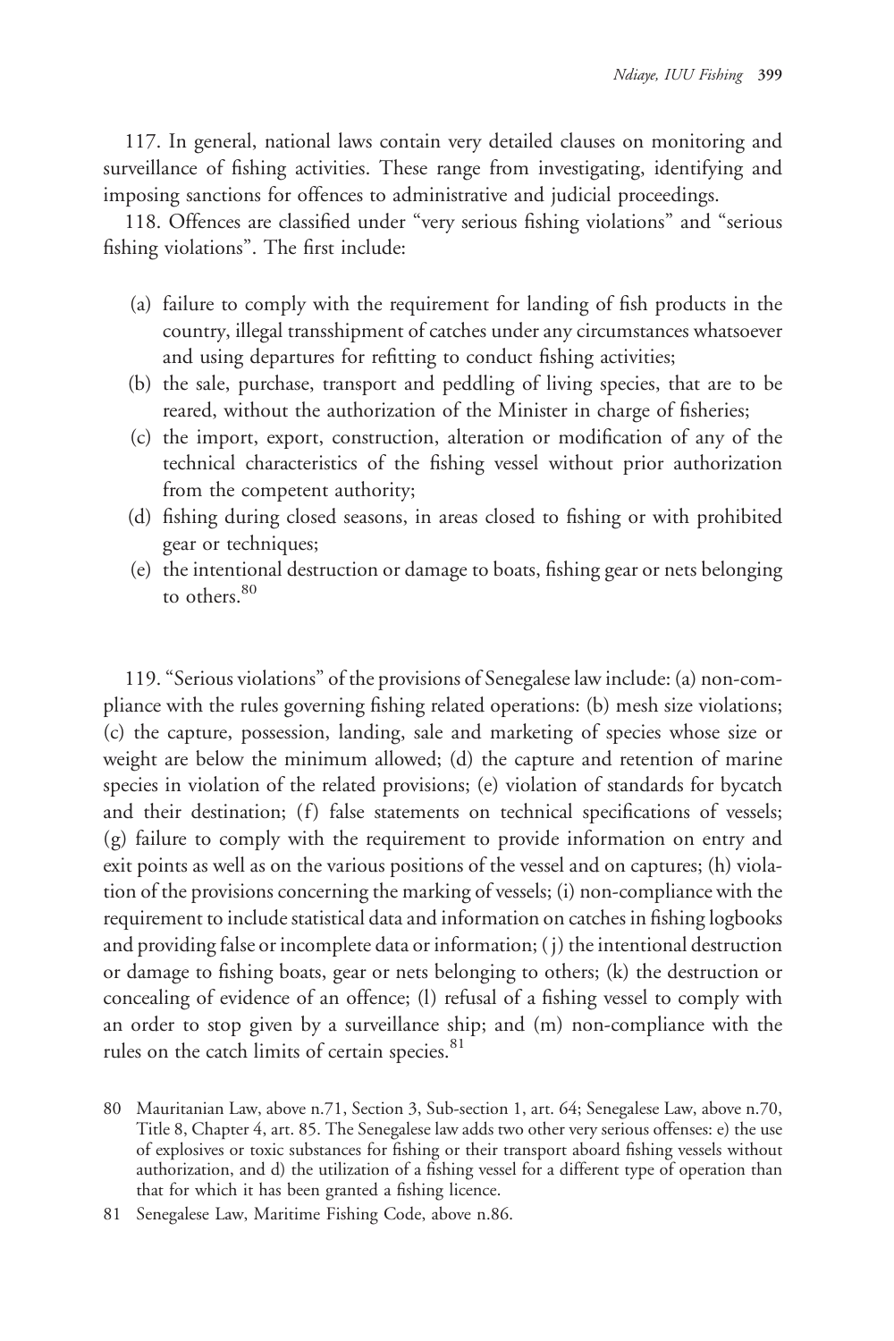117. In general, national laws contain very detailed clauses on monitoring and surveillance of fishing activities. These range from investigating, identifying and imposing sanctions for offences to administrative and judicial proceedings.

118. Offences are classified under "very serious fishing violations" and "serious fishing violations". The first include:

(a) failure to comply with the requirement for landing of fish products in the country, illegal transshipment of catches under any circumstances whatsoever and using departures for refitting to conduct fishing activities;
(b) the sale, purchase, transport and peddling of living species, that are to be reared, without the authorization of the Minister in charge of fisheries;
(c) the import, export, construction, alteration or modification of any of the technical characteristics of the fishing vessel without prior authorization from the competent authority;
(d) fishing during closed seasons, in areas closed to fishing or with prohibited gear or techniques;
(e) the intentional destruction or damage to boats, fishing gear or nets belonging to others.[80]

119. "Serious violations" of the provisions of Senegalese law include: (a) non-compliance with the rules governing fishing related operations: (b) mesh size violations; (c) the capture, possession, landing, sale and marketing of species whose size or weight are below the minimum allowed; (d) the capture and retention of marine species in violation of the related provisions; (e) violation of standards for bycatch and their destination; (f) false statements on technical specifications of vessels; (g) failure to comply with the requirement to provide information on entry and exit points as well as on the various positions of the vessel and on captures; (h) violation of the provisions concerning the marking of vessels; (i) non-compliance with the requirement to include statistical data and information on catches in fishing logbooks and providing false or incomplete data or information; (j) the intentional destruction or damage to fishing boats, gear or nets belonging to others; (k) the destruction or concealing of evidence of an offence; (l) refusal of a fishing vessel to comply with an order to stop given by a surveillance ship; and (m) non-compliance with the rules on the catch limits of certain species.[81]

80 Mauritanian Law, above n.71, Section 3, Sub-section 1, art. 64; Senegalese Law, above n.70, Title 8, Chapter 4, art. 85. The Senegalese law adds two other very serious offenses: e) the use of explosives or toxic substances for fishing or their transport aboard fishing vessels without authorization, and d) the utilization of a fishing vessel for a different type of operation than that for which it has been granted a fishing licence.

81 Senegalese Law, Maritime Fishing Code, above n.86.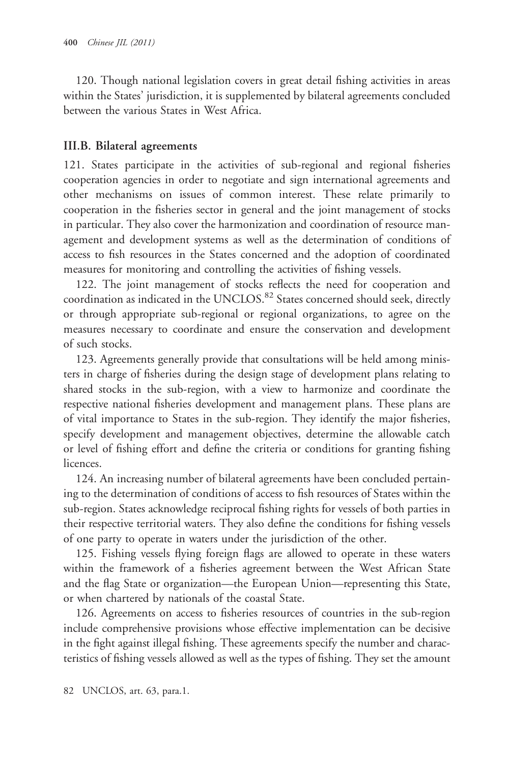120. Though national legislation covers in great detail fishing activities in areas within the States' jurisdiction, it is supplemented by bilateral agreements concluded between the various States in West Africa.

### III.B. Bilateral agreements

121. States participate in the activities of sub-regional and regional fisheries cooperation agencies in order to negotiate and sign international agreements and other mechanisms on issues of common interest. These relate primarily to cooperation in the fisheries sector in general and the joint management of stocks in particular. They also cover the harmonization and coordination of resource management and development systems as well as the determination of conditions of access to fish resources in the States concerned and the adoption of coordinated measures for monitoring and controlling the activities of fishing vessels.

122. The joint management of stocks reflects the need for cooperation and coordination as indicated in the UNCLOS.[82] States concerned should seek, directly or through appropriate sub-regional or regional organizations, to agree on the measures necessary to coordinate and ensure the conservation and development of such stocks.

123. Agreements generally provide that consultations will be held among ministers in charge of fisheries during the design stage of development plans relating to shared stocks in the sub-region, with a view to harmonize and coordinate the respective national fisheries development and management plans. These plans are of vital importance to States in the sub-region. They identify the major fisheries, specify development and management objectives, determine the allowable catch or level of fishing effort and define the criteria or conditions for granting fishing licences.

124. An increasing number of bilateral agreements have been concluded pertaining to the determination of conditions of access to fish resources of States within the sub-region. States acknowledge reciprocal fishing rights for vessels of both parties in their respective territorial waters. They also define the conditions for fishing vessels of one party to operate in waters under the jurisdiction of the other.

125. Fishing vessels flying foreign flags are allowed to operate in these waters within the framework of a fisheries agreement between the West African State and the flag State or organization—the European Union—representing this State, or when chartered by nationals of the coastal State.

126. Agreements on access to fisheries resources of countries in the sub-region include comprehensive provisions whose effective implementation can be decisive in the fight against illegal fishing. These agreements specify the number and characteristics of fishing vessels allowed as well as the types of fishing. They set the amount

82 UNCLOS, art. 63, para.1.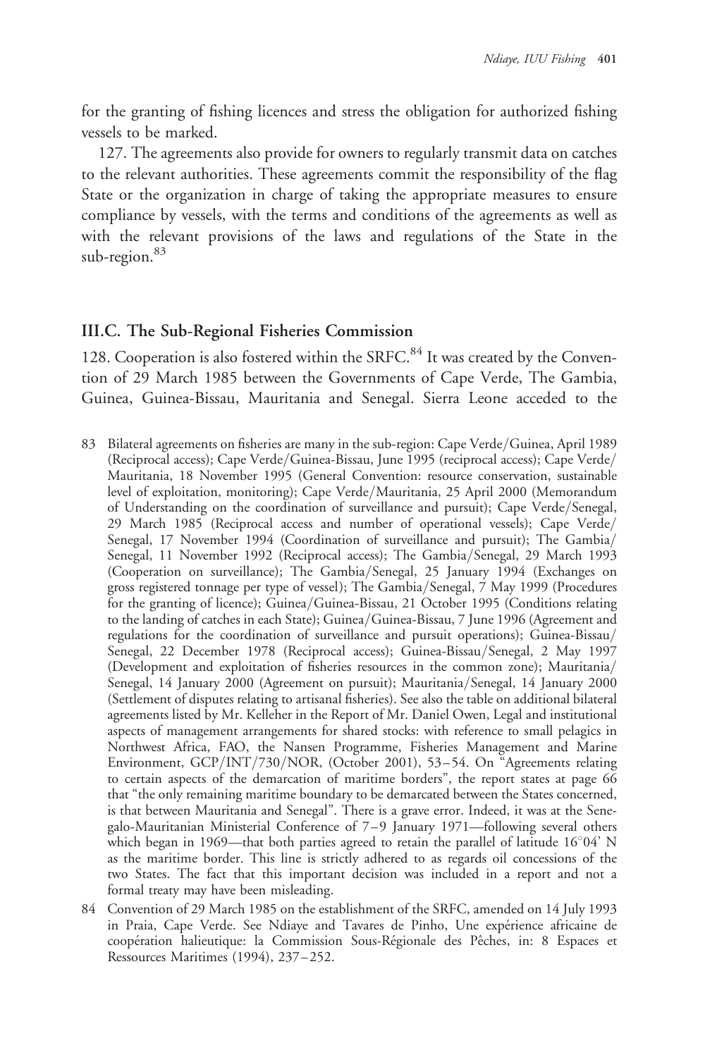for the granting of fishing licences and stress the obligation for authorized fishing vessels to be marked.

127. The agreements also provide for owners to regularly transmit data on catches to the relevant authorities. These agreements commit the responsibility of the flag State or the organization in charge of taking the appropriate measures to ensure compliance by vessels, with the terms and conditions of the agreements as well as with the relevant provisions of the laws and regulations of the State in the sub-region.[83]

### III.C. The Sub-Regional Fisheries Commission

128. Cooperation is also fostered within the SRFC.[84] It was created by the Convention of 29 March 1985 between the Governments of Cape Verde, The Gambia, Guinea, Guinea-Bissau, Mauritania and Senegal. Sierra Leone acceded to the

83 Bilateral agreements on fisheries are many in the sub-region: Cape Verde/Guinea, April 1989 (Reciprocal access); Cape Verde/Guinea-Bissau, June 1995 (reciprocal access); Cape Verde/Mauritania, 18 November 1995 (General Convention: resource conservation, sustainable level of exploitation, monitoring); Cape Verde/Mauritania, 25 April 2000 (Memorandum of Understanding on the coordination of surveillance and pursuit); Cape Verde/Senegal, 29 March 1985 (Reciprocal access and number of operational vessels); Cape Verde/Senegal, 17 November 1994 (Coordination of surveillance and pursuit); The Gambia/Senegal, 11 November 1992 (Reciprocal access); The Gambia/Senegal, 29 March 1993 (Cooperation on surveillance); The Gambia/Senegal, 25 January 1994 (Exchanges on gross registered tonnage per type of vessel); The Gambia/Senegal, 7 May 1999 (Procedures for the granting of licence); Guinea/Guinea-Bissau, 21 October 1995 (Conditions relating to the landing of catches in each State); Guinea/Guinea-Bissau, 7 June 1996 (Agreement and regulations for the coordination of surveillance and pursuit operations); Guinea-Bissau/Senegal, 22 December 1978 (Reciprocal access); Guinea-Bissau/Senegal, 2 May 1997 (Development and exploitation of fisheries resources in the common zone); Mauritania/Senegal, 14 January 2000 (Agreement on pursuit); Mauritania/Senegal, 14 January 2000 (Settlement of disputes relating to artisanal fisheries). See also the table on additional bilateral agreements listed by Mr. Kelleher in the Report of Mr. Daniel Owen, Legal and institutional aspects of management arrangements for shared stocks: with reference to small pelagics in Northwest Africa, FAO, the Nansen Programme, Fisheries Management and Marine Environment, GCP/INT/730/NOR, (October 2001), 53–54. On "Agreements relating to certain aspects of the demarcation of maritime borders", the report states at page 66 that "the only remaining maritime boundary to be demarcated between the States concerned, is that between Mauritania and Senegal". There is a grave error. Indeed, it was at the Senegalo-Mauritanian Ministerial Conference of 7–9 January 1971—following several others which began in 1969—that both parties agreed to retain the parallel of latitude 16°04' N as the maritime border. This line is strictly adhered to as regards oil concessions of the two States. The fact that this important decision was included in a report and not a formal treaty may have been misleading.

84 Convention of 29 March 1985 on the establishment of the SRFC, amended on 14 July 1993 in Praia, Cape Verde. See Ndiaye and Tavares de Pinho, Une expérience africaine de coopération halieutique: la Commission Sous-Régionale des Pêches, in: 8 Espaces et Ressources Maritimes (1994), 237–252.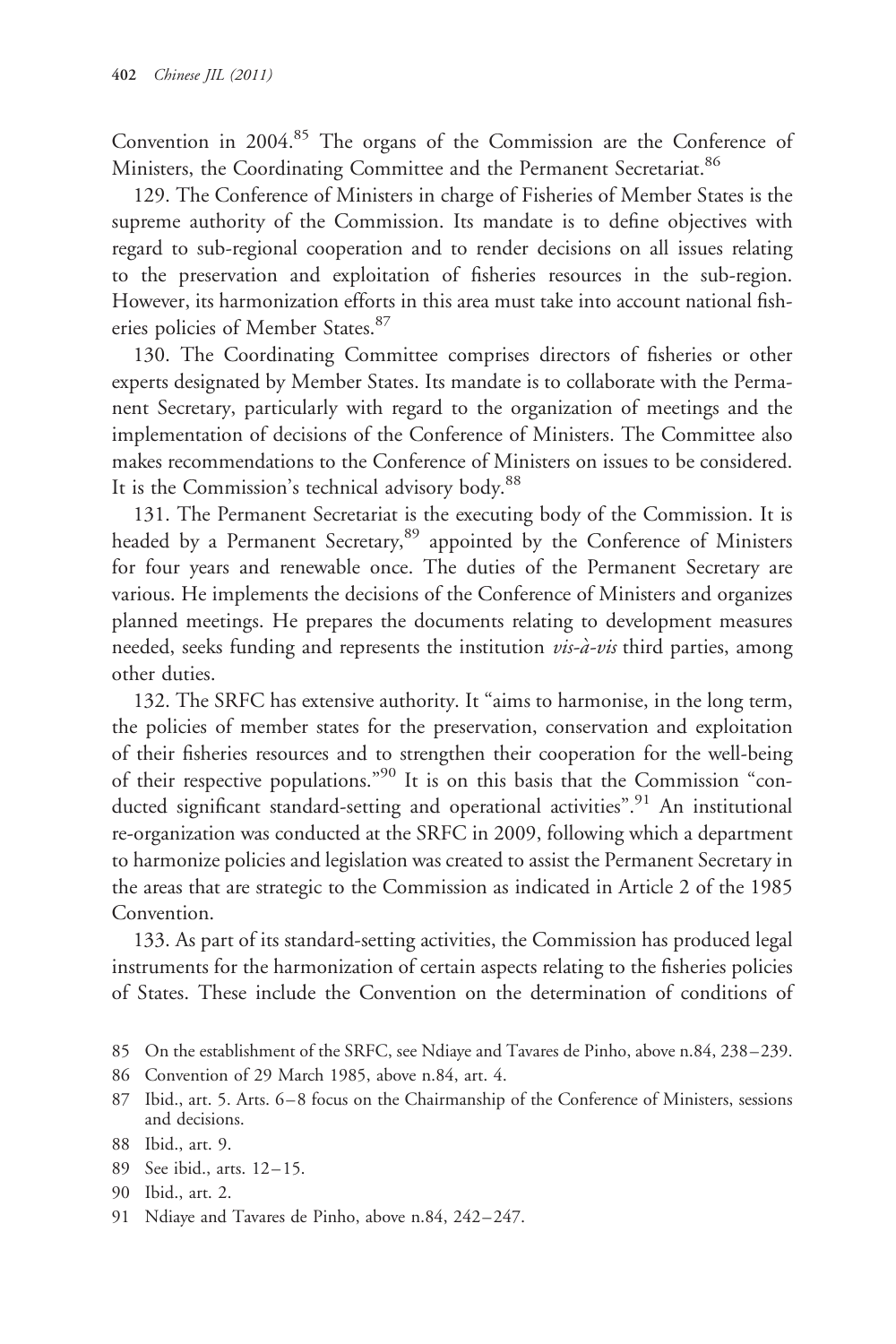Convention in 2004.[85] The organs of the Commission are the Conference of Ministers, the Coordinating Committee and the Permanent Secretariat.[86]

129. The Conference of Ministers in charge of Fisheries of Member States is the supreme authority of the Commission. Its mandate is to define objectives with regard to sub-regional cooperation and to render decisions on all issues relating to the preservation and exploitation of fisheries resources in the sub-region. However, its harmonization efforts in this area must take into account national fisheries policies of Member States.[87]

130. The Coordinating Committee comprises directors of fisheries or other experts designated by Member States. Its mandate is to collaborate with the Permanent Secretary, particularly with regard to the organization of meetings and the implementation of decisions of the Conference of Ministers. The Committee also makes recommendations to the Conference of Ministers on issues to be considered. It is the Commission's technical advisory body.[88]

131. The Permanent Secretariat is the executing body of the Commission. It is headed by a Permanent Secretary,[89] appointed by the Conference of Ministers for four years and renewable once. The duties of the Permanent Secretary are various. He implements the decisions of the Conference of Ministers and organizes planned meetings. He prepares the documents relating to development measures needed, seeks funding and represents the institution *vis-à-vis* third parties, among other duties.

132. The SRFC has extensive authority. It "aims to harmonise, in the long term, the policies of member states for the preservation, conservation and exploitation of their fisheries resources and to strengthen their cooperation for the well-being of their respective populations."[90] It is on this basis that the Commission "conducted significant standard-setting and operational activities".[91] An institutional re-organization was conducted at the SRFC in 2009, following which a department to harmonize policies and legislation was created to assist the Permanent Secretary in the areas that are strategic to the Commission as indicated in Article 2 of the 1985 Convention.

133. As part of its standard-setting activities, the Commission has produced legal instruments for the harmonization of certain aspects relating to the fisheries policies of States. These include the Convention on the determination of conditions of

85 On the establishment of the SRFC, see Ndiaye and Tavares de Pinho, above n.84, 238–239.

86 Convention of 29 March 1985, above n.84, art. 4.

87 Ibid., art. 5. Arts. 6–8 focus on the Chairmanship of the Conference of Ministers, sessions and decisions.

88 Ibid., art. 9.

89 See ibid., arts. 12–15.

90 Ibid., art. 2.

91 Ndiaye and Tavares de Pinho, above n.84, 242–247.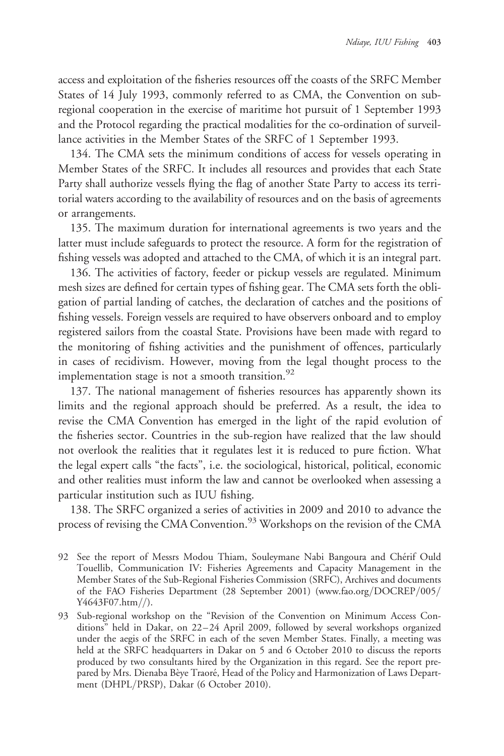access and exploitation of the fisheries resources off the coasts of the SRFC Member States of 14 July 1993, commonly referred to as CMA, the Convention on sub-regional cooperation in the exercise of maritime hot pursuit of 1 September 1993 and the Protocol regarding the practical modalities for the co-ordination of surveillance activities in the Member States of the SRFC of 1 September 1993.

134. The CMA sets the minimum conditions of access for vessels operating in Member States of the SRFC. It includes all resources and provides that each State Party shall authorize vessels flying the flag of another State Party to access its territorial waters according to the availability of resources and on the basis of agreements or arrangements.

135. The maximum duration for international agreements is two years and the latter must include safeguards to protect the resource. A form for the registration of fishing vessels was adopted and attached to the CMA, of which it is an integral part.

136. The activities of factory, feeder or pickup vessels are regulated. Minimum mesh sizes are defined for certain types of fishing gear. The CMA sets forth the obligation of partial landing of catches, the declaration of catches and the positions of fishing vessels. Foreign vessels are required to have observers onboard and to employ registered sailors from the coastal State. Provisions have been made with regard to the monitoring of fishing activities and the punishment of offences, particularly in cases of recidivism. However, moving from the legal thought process to the implementation stage is not a smooth transition.[92]

137. The national management of fisheries resources has apparently shown its limits and the regional approach should be preferred. As a result, the idea to revise the CMA Convention has emerged in the light of the rapid evolution of the fisheries sector. Countries in the sub-region have realized that the law should not overlook the realities that it regulates lest it is reduced to pure fiction. What the legal expert calls "the facts", i.e. the sociological, historical, political, economic and other realities must inform the law and cannot be overlooked when assessing a particular institution such as IUU fishing.

138. The SRFC organized a series of activities in 2009 and 2010 to advance the process of revising the CMA Convention.[93] Workshops on the revision of the CMA

92 See the report of Messrs Modou Thiam, Souleymane Nabi Bangoura and Chérif Ould Touellib, Communication IV: Fisheries Agreements and Capacity Management in the Member States of the Sub-Regional Fisheries Commission (SRFC), Archives and documents of the FAO Fisheries Department (28 September 2001) (www.fao.org/DOCREP/005/Y4643F07.htm//).

93 Sub-regional workshop on the "Revision of the Convention on Minimum Access Conditions" held in Dakar, on 22–24 April 2009, followed by several workshops organized under the aegis of the SRFC in each of the seven Member States. Finally, a meeting was held at the SRFC headquarters in Dakar on 5 and 6 October 2010 to discuss the reports produced by two consultants hired by the Organization in this regard. See the report prepared by Mrs. Dienaba Bèye Traoré, Head of the Policy and Harmonization of Laws Department (DHPL/PRSP), Dakar (6 October 2010).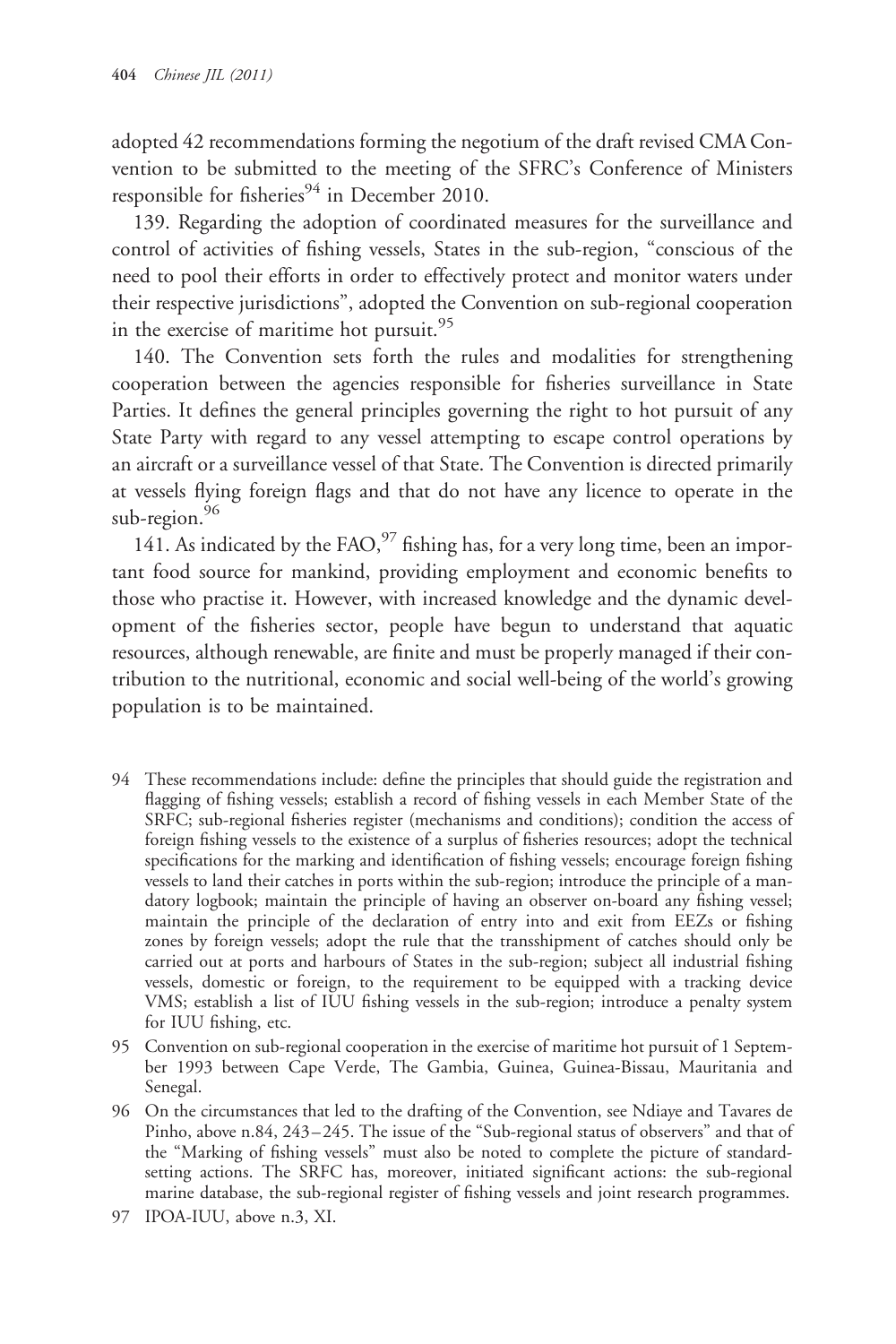adopted 42 recommendations forming the negotium of the draft revised CMA Convention to be submitted to the meeting of the SFRC's Conference of Ministers responsible for fisheries[94] in December 2010.

139. Regarding the adoption of coordinated measures for the surveillance and control of activities of fishing vessels, States in the sub-region, "conscious of the need to pool their efforts in order to effectively protect and monitor waters under their respective jurisdictions", adopted the Convention on sub-regional cooperation in the exercise of maritime hot pursuit.[95]

140. The Convention sets forth the rules and modalities for strengthening cooperation between the agencies responsible for fisheries surveillance in State Parties. It defines the general principles governing the right to hot pursuit of any State Party with regard to any vessel attempting to escape control operations by an aircraft or a surveillance vessel of that State. The Convention is directed primarily at vessels flying foreign flags and that do not have any licence to operate in the sub-region.[96]

141. As indicated by the FAO,[97] fishing has, for a very long time, been an important food source for mankind, providing employment and economic benefits to those who practise it. However, with increased knowledge and the dynamic development of the fisheries sector, people have begun to understand that aquatic resources, although renewable, are finite and must be properly managed if their contribution to the nutritional, economic and social well-being of the world's growing population is to be maintained.

94 These recommendations include: define the principles that should guide the registration and flagging of fishing vessels; establish a record of fishing vessels in each Member State of the SRFC; sub-regional fisheries register (mechanisms and conditions); condition the access of foreign fishing vessels to the existence of a surplus of fisheries resources; adopt the technical specifications for the marking and identification of fishing vessels; encourage foreign fishing vessels to land their catches in ports within the sub-region; introduce the principle of a mandatory logbook; maintain the principle of having an observer on-board any fishing vessel; maintain the principle of the declaration of entry into and exit from EEZs or fishing zones by foreign vessels; adopt the rule that the transshipment of catches should only be carried out at ports and harbours of States in the sub-region; subject all industrial fishing vessels, domestic or foreign, to the requirement to be equipped with a tracking device VMS; establish a list of IUU fishing vessels in the sub-region; introduce a penalty system for IUU fishing, etc.

95 Convention on sub-regional cooperation in the exercise of maritime hot pursuit of 1 September 1993 between Cape Verde, The Gambia, Guinea, Guinea-Bissau, Mauritania and Senegal.

96 On the circumstances that led to the drafting of the Convention, see Ndiaye and Tavares de Pinho, above n.84, 243–245. The issue of the "Sub-regional status of observers" and that of the "Marking of fishing vessels" must also be noted to complete the picture of standard-setting actions. The SRFC has, moreover, initiated significant actions: the sub-regional marine database, the sub-regional register of fishing vessels and joint research programmes.

97 IPOA-IUU, above n.3, XI.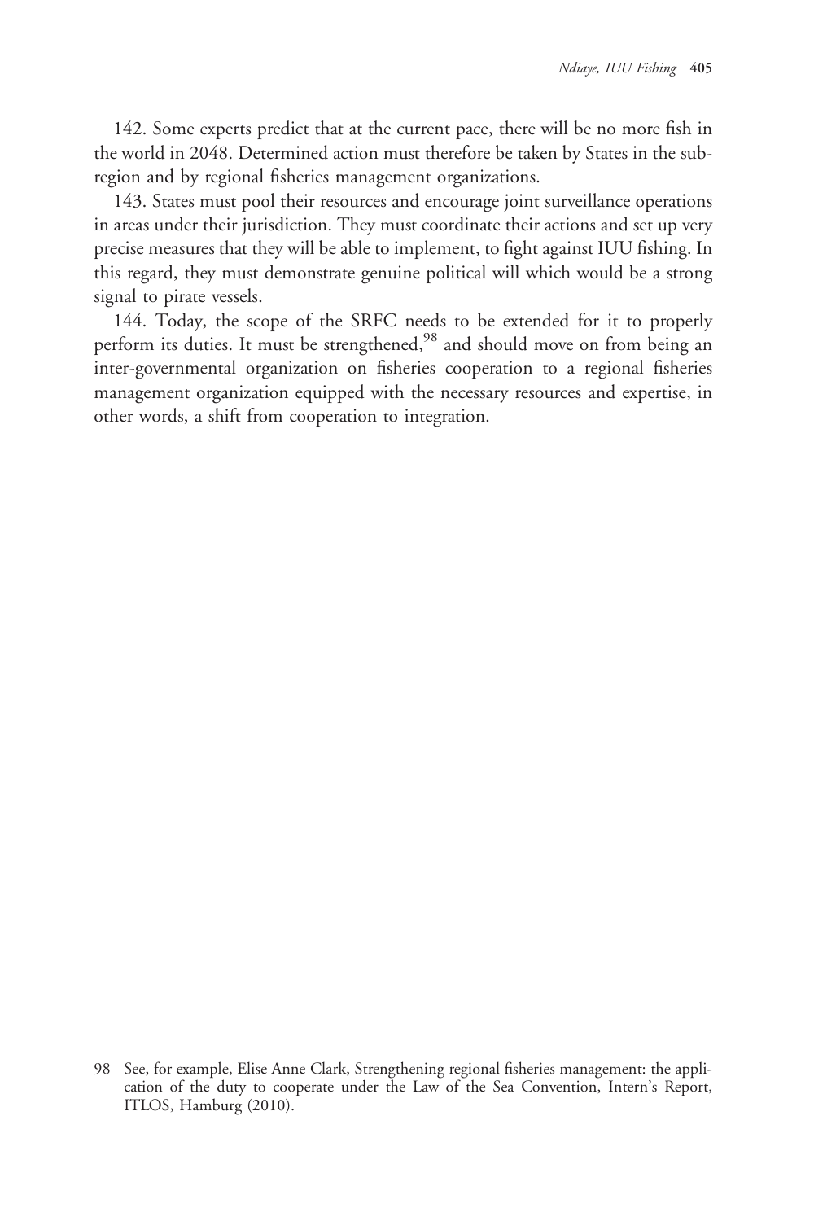142. Some experts predict that at the current pace, there will be no more fish in the world in 2048. Determined action must therefore be taken by States in the subregion and by regional fisheries management organizations.

143. States must pool their resources and encourage joint surveillance operations in areas under their jurisdiction. They must coordinate their actions and set up very precise measures that they will be able to implement, to fight against IUU fishing. In this regard, they must demonstrate genuine political will which would be a strong signal to pirate vessels.

144. Today, the scope of the SRFC needs to be extended for it to properly perform its duties. It must be strengthened,[98] and should move on from being an inter-governmental organization on fisheries cooperation to a regional fisheries management organization equipped with the necessary resources and expertise, in other words, a shift from cooperation to integration.

98 See, for example, Elise Anne Clark, Strengthening regional fisheries management: the application of the duty to cooperate under the Law of the Sea Convention, Intern's Report, ITLOS, Hamburg (2010).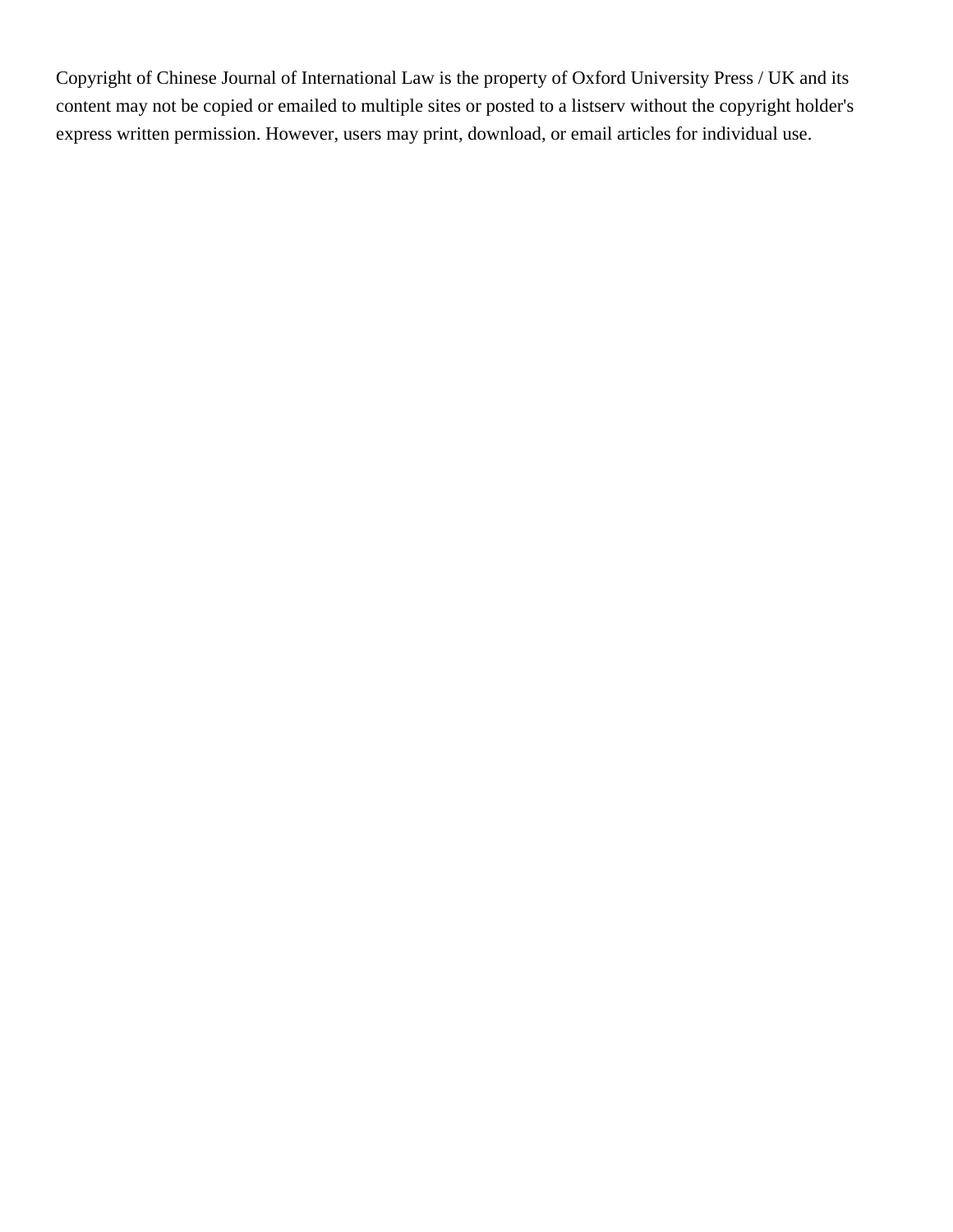Copyright of Chinese Journal of International Law is the property of Oxford University Press / UK and its content may not be copied or emailed to multiple sites or posted to a listserv without the copyright holder's express written permission. However, users may print, download, or email articles for individual use.